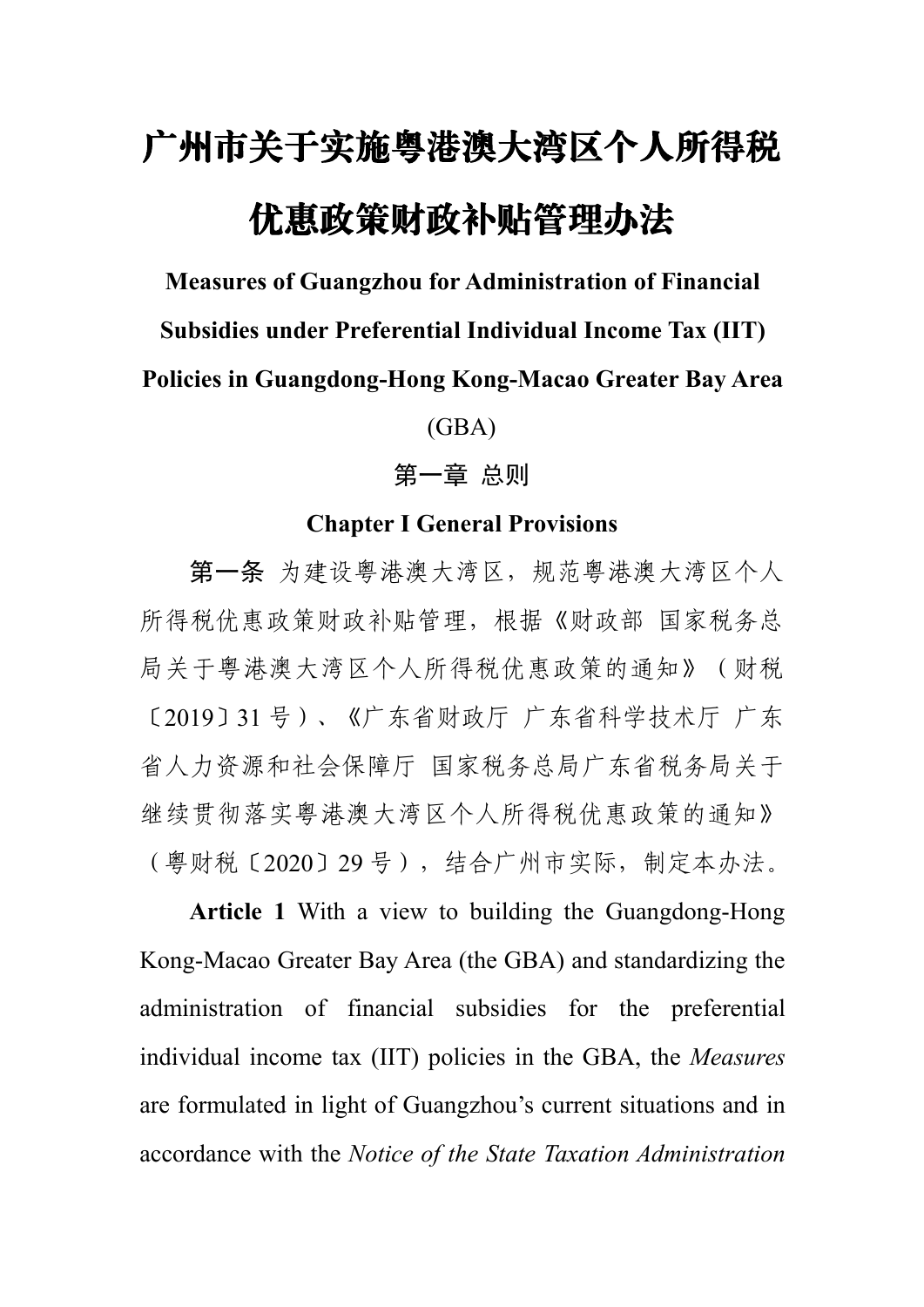# 广州市关于实施粤港澳大湾区个人所得税优惠政策财政补贴管理办法

**Measures of Guangzhou for Administration of Financial Subsidies under Preferential Individual Income Tax (IIT) Policies in Guangdong-Hong Kong-Macao Greater Bay Area**

(GBA)

## 第一章 总则

## Chapter I General Provisions

**第一条** 为建设粤港澳大湾区，规范粤港澳大湾区个人所得税优惠政策财政补贴管理，根据《财政部 国家税务总局关于粤港澳大湾区个人所得税优惠政策的通知》（财税〔2019〕31 号）、《广东省财政厅 广东省科学技术厅 广东省人力资源和社会保障厅 国家税务总局广东省税务局关于继续贯彻落实粤港澳大湾区个人所得税优惠政策的通知》（粤财税〔2020〕29 号），结合广州市实际，制定本办法。

**Article 1** With a view to building the Guangdong-Hong Kong-Macao Greater Bay Area (the GBA) and standardizing the administration of financial subsidies for the preferential individual income tax (IIT) policies in the GBA, the *Measures* are formulated in light of Guangzhou's current situations and in accordance with the *Notice of the State Taxation Administration*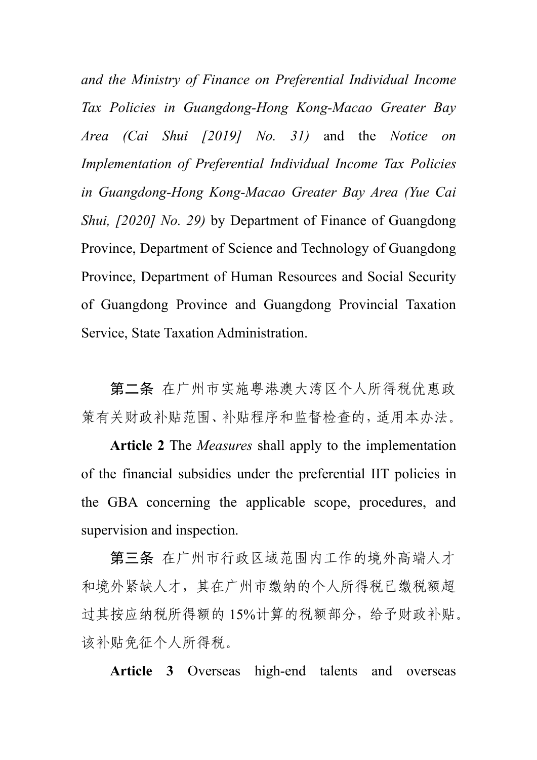*and the Ministry of Finance on Preferential Individual Income Tax Policies in Guangdong-Hong Kong-Macao Greater Bay Area (Cai Shui [2019] No. 31)* and the *Notice on Implementation of Preferential Individual Income Tax Policies in Guangdong-Hong Kong-Macao Greater Bay Area (Yue Cai Shui, [2020] No. 29)* by Department of Finance of Guangdong Province, Department of Science and Technology of Guangdong Province, Department of Human Resources and Social Security of Guangdong Province and Guangdong Provincial Taxation Service, State Taxation Administration.

**第二条** 在广州市实施粤港澳大湾区个人所得税优惠政策有关财政补贴范围、补贴程序和监督检查的，适用本办法。

**Article 2** The *Measures* shall apply to the implementation of the financial subsidies under the preferential IIT policies in the GBA concerning the applicable scope, procedures, and supervision and inspection.

**第三条** 在广州市行政区域范围内工作的境外高端人才和境外紧缺人才，其在广州市缴纳的个人所得税已缴税额超过其按应纳税所得额的15%计算的税额部分，给予财政补贴。该补贴免征个人所得税。

**Article 3** Overseas high-end talents and overseas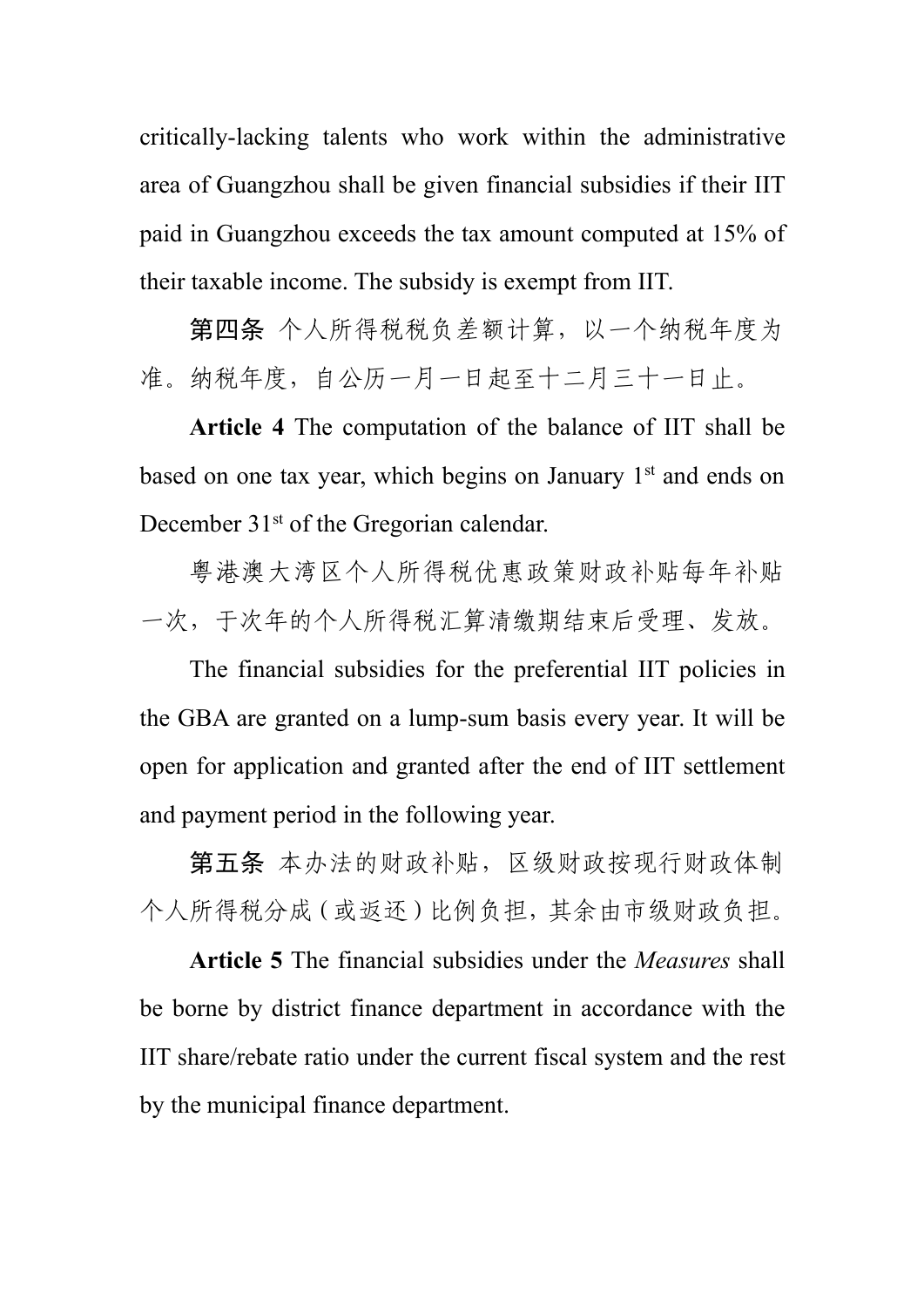critically-lacking talents who work within the administrative area of Guangzhou shall be given financial subsidies if their IIT paid in Guangzhou exceeds the tax amount computed at 15% of their taxable income. The subsidy is exempt from IIT.

**第四条** 个人所得税税负差额计算，以一个纳税年度为准。纳税年度，自公历一月一日起至十二月三十一日止。

**Article 4** The computation of the balance of IIT shall be based on one tax year, which begins on January 1st and ends on December 31st of the Gregorian calendar.

粤港澳大湾区个人所得税优惠政策财政补贴每年补贴一次，于次年的个人所得税汇算清缴期结束后受理、发放。

The financial subsidies for the preferential IIT policies in the GBA are granted on a lump-sum basis every year. It will be open for application and granted after the end of IIT settlement and payment period in the following year.

**第五条** 本办法的财政补贴，区级财政按现行财政体制个人所得税分成（或返还）比例负担，其余由市级财政负担。

**Article 5** The financial subsidies under the *Measures* shall be borne by district finance department in accordance with the IIT share/rebate ratio under the current fiscal system and the rest by the municipal finance department.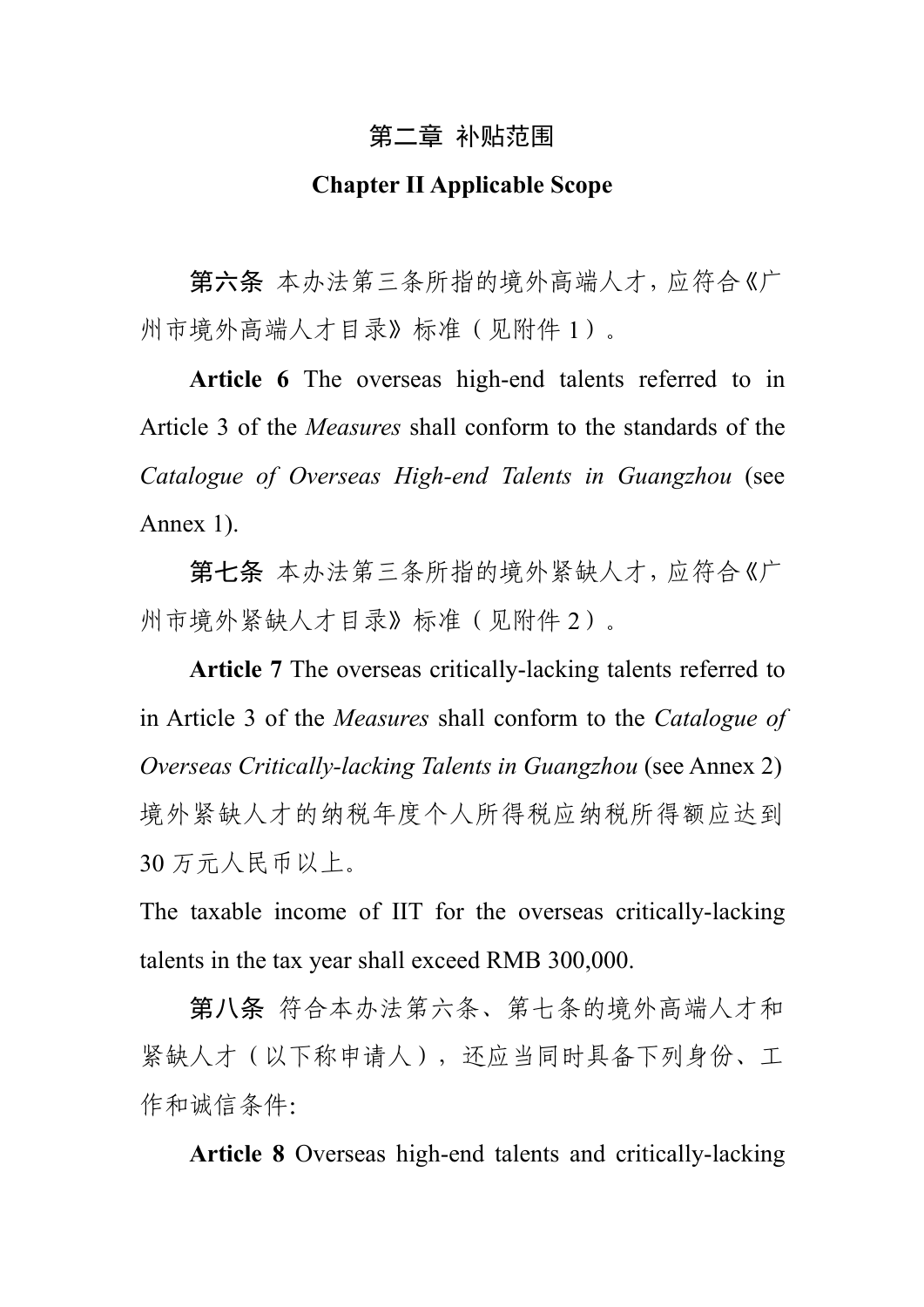## 第二章 补贴范围

## Chapter II Applicable Scope

**第六条** 本办法第三条所指的境外高端人才，应符合《广州市境外高端人才目录》标准（见附件 1）。

**Article 6** The overseas high-end talents referred to in Article 3 of the *Measures* shall conform to the standards of the *Catalogue of Overseas High-end Talents in Guangzhou* (see Annex 1).

**第七条** 本办法第三条所指的境外紧缺人才，应符合《广州市境外紧缺人才目录》标准（见附件 2）。

**Article 7** The overseas critically-lacking talents referred to in Article 3 of the *Measures* shall conform to the *Catalogue of Overseas Critically-lacking Talents in Guangzhou* (see Annex 2)

境外紧缺人才的纳税年度个人所得税应纳税所得额应达到 30 万元人民币以上。

The taxable income of IIT for the overseas critically-lacking talents in the tax year shall exceed RMB 300,000.

**第八条** 符合本办法第六条、第七条的境外高端人才和紧缺人才（以下称申请人），还应当同时具备下列身份、工作和诚信条件:

**Article 8** Overseas high-end talents and critically-lacking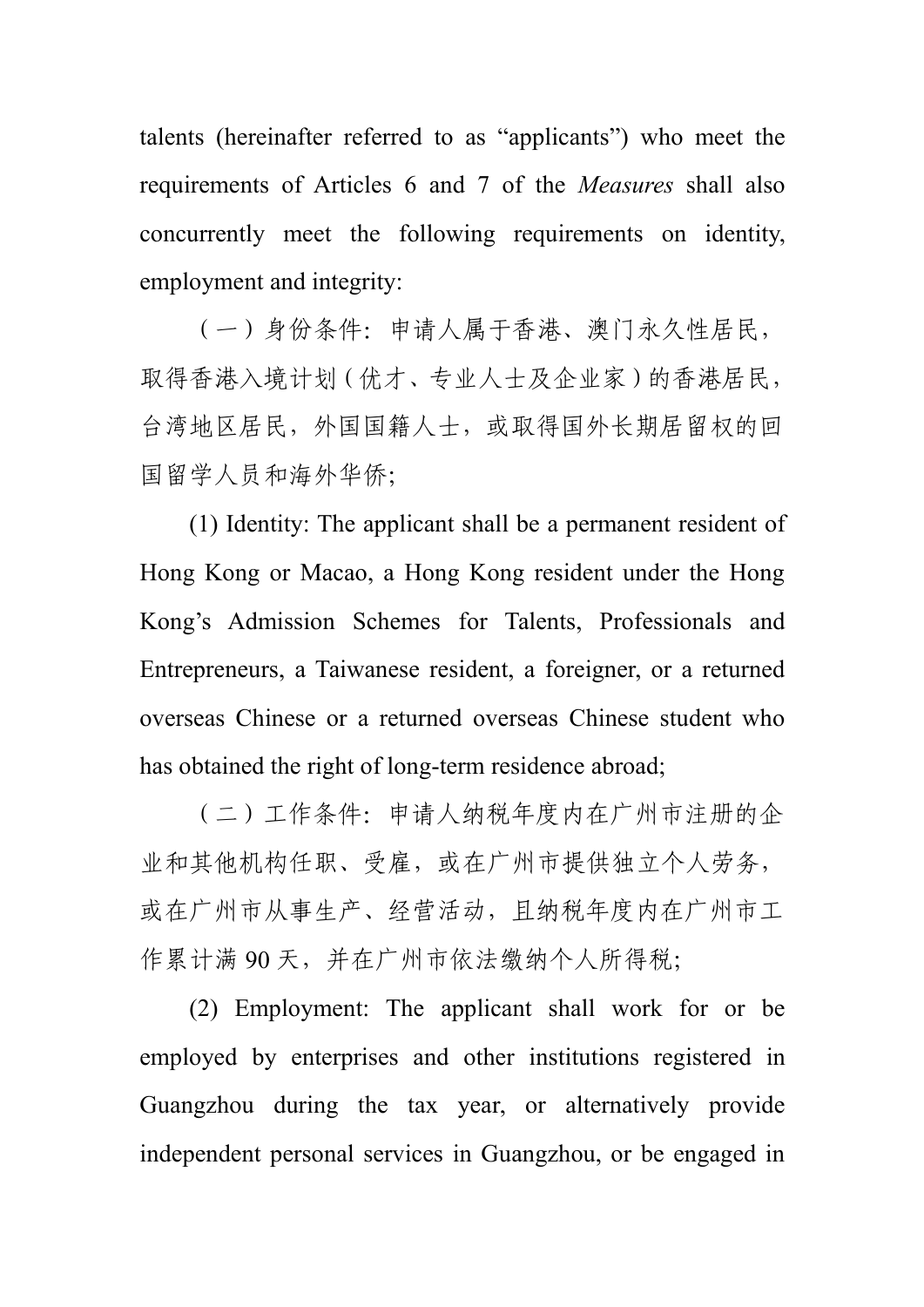talents (hereinafter referred to as “applicants”) who meet the requirements of Articles 6 and 7 of the *Measures* shall also concurrently meet the following requirements on identity, employment and integrity:

（一）身份条件：申请人属于香港、澳门永久性居民，取得香港入境计划（优才、专业人士及企业家）的香港居民，台湾地区居民，外国国籍人士，或取得国外长期居留权的回国留学人员和海外华侨；

(1) Identity: The applicant shall be a permanent resident of Hong Kong or Macao, a Hong Kong resident under the Hong Kong’s Admission Schemes for Talents, Professionals and Entrepreneurs, a Taiwanese resident, a foreigner, or a returned overseas Chinese or a returned overseas Chinese student who has obtained the right of long-term residence abroad;

（二）工作条件：申请人纳税年度内在广州市注册的企业和其他机构任职、受雇，或在广州市提供独立个人劳务，或在广州市从事生产、经营活动，且纳税年度内在广州市工作累计满 90 天，并在广州市依法缴纳个人所得税；

(2) Employment: The applicant shall work for or be employed by enterprises and other institutions registered in Guangzhou during the tax year, or alternatively provide independent personal services in Guangzhou, or be engaged in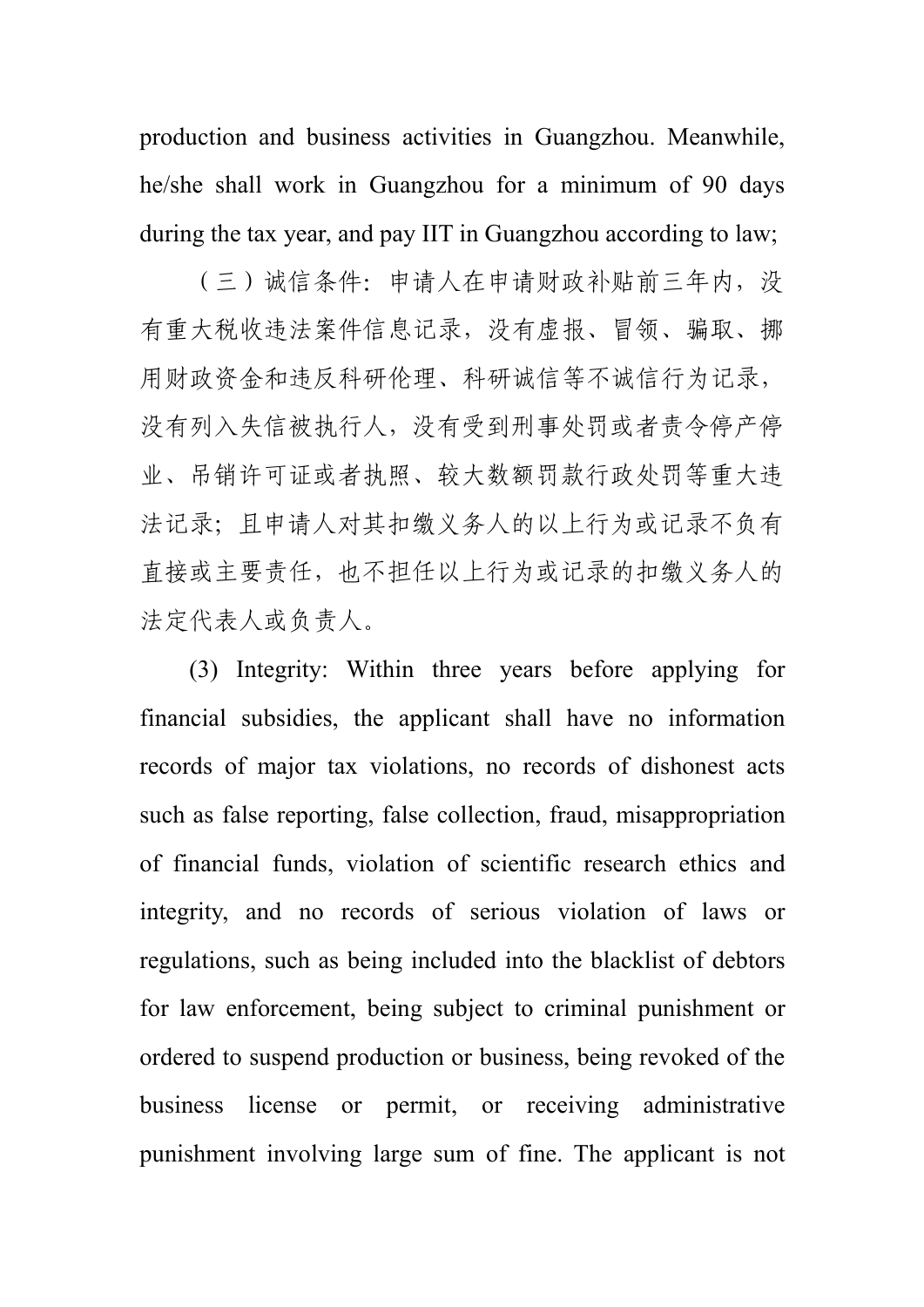production and business activities in Guangzhou. Meanwhile, he/she shall work in Guangzhou for a minimum of 90 days during the tax year, and pay IIT in Guangzhou according to law;

（三）诚信条件：申请人在申请财政补贴前三年内，没有重大税收违法案件信息记录，没有虚报、冒领、骗取、挪用财政资金和违反科研伦理、科研诚信等不诚信行为记录，没有列入失信被执行人，没有受到刑事处罚或者责令停产停业、吊销许可证或者执照、较大数额罚款行政处罚等重大违法记录；且申请人对其扣缴义务人的以上行为或记录不负有直接或主要责任，也不担任以上行为或记录的扣缴义务人的法定代表人或负责人。

(3) Integrity: Within three years before applying for financial subsidies, the applicant shall have no information records of major tax violations, no records of dishonest acts such as false reporting, false collection, fraud, misappropriation of financial funds, violation of scientific research ethics and integrity, and no records of serious violation of laws or regulations, such as being included into the blacklist of debtors for law enforcement, being subject to criminal punishment or ordered to suspend production or business, being revoked of the business license or permit, or receiving administrative punishment involving large sum of fine. The applicant is not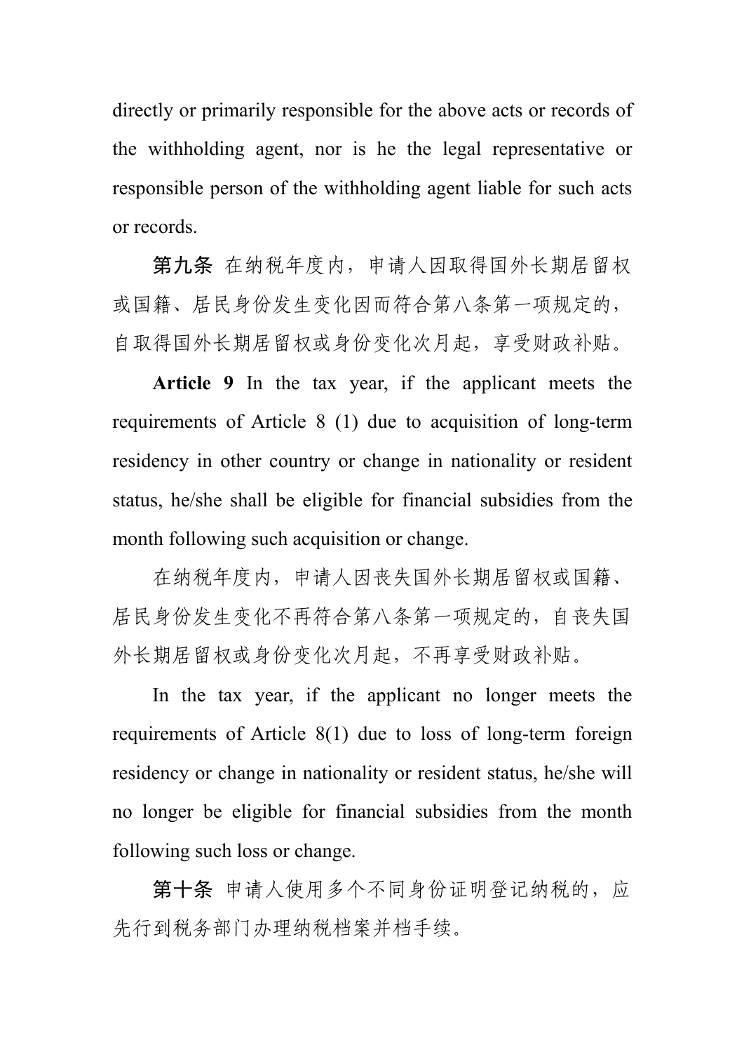directly or primarily responsible for the above acts or records of the withholding agent, nor is he the legal representative or responsible person of the withholding agent liable for such acts or records.

**第九条** 在纳税年度内，申请人因取得国外长期居留权或国籍、居民身份发生变化因而符合第八条第一项规定的，自取得国外长期居留权或身份变化次月起，享受财政补贴。

**Article 9** In the tax year, if the applicant meets the requirements of Article 8 (1) due to acquisition of long-term residency in other country or change in nationality or resident status, he/she shall be eligible for financial subsidies from the month following such acquisition or change.

在纳税年度内，申请人因丧失国外长期居留权或国籍、居民身份发生变化不再符合第八条第一项规定的，自丧失国外长期居留权或身份变化次月起，不再享受财政补贴。

In the tax year, if the applicant no longer meets the requirements of Article 8(1) due to loss of long-term foreign residency or change in nationality or resident status, he/she will no longer be eligible for financial subsidies from the month following such loss or change.

**第十条** 申请人使用多个不同身份证明登记纳税的，应先行到税务部门办理纳税档案并档手续。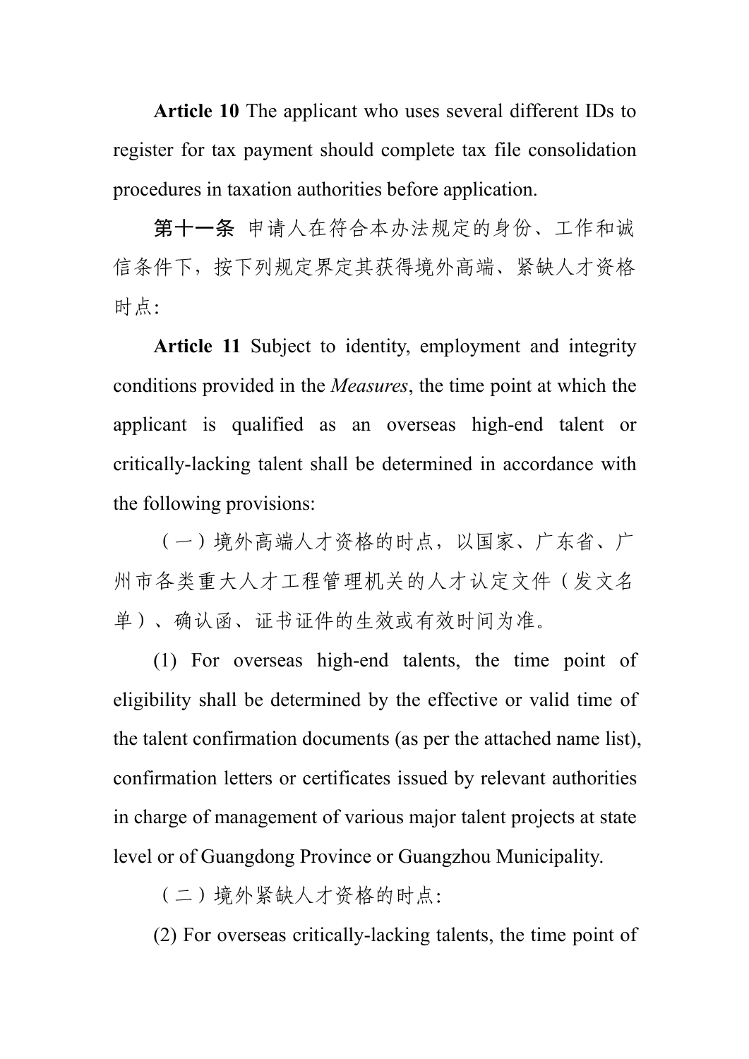**Article 10** The applicant who uses several different IDs to register for tax payment should complete tax file consolidation procedures in taxation authorities before application.

**第十一条** 申请人在符合本办法规定的身份、工作和诚信条件下，按下列规定界定其获得境外高端、紧缺人才资格时点:

**Article 11** Subject to identity, employment and integrity conditions provided in the *Measures*, the time point at which the applicant is qualified as an overseas high-end talent or critically-lacking talent shall be determined in accordance with the following provisions:

（一）境外高端人才资格的时点，以国家、广东省、广州市各类重大人才工程管理机关的人才认定文件（发文名单）、确认函、证书证件的生效或有效时间为准。

(1) For overseas high-end talents, the time point of eligibility shall be determined by the effective or valid time of the talent confirmation documents (as per the attached name list), confirmation letters or certificates issued by relevant authorities in charge of management of various major talent projects at state level or of Guangdong Province or Guangzhou Municipality.

（二）境外紧缺人才资格的时点:

(2) For overseas critically-lacking talents, the time point of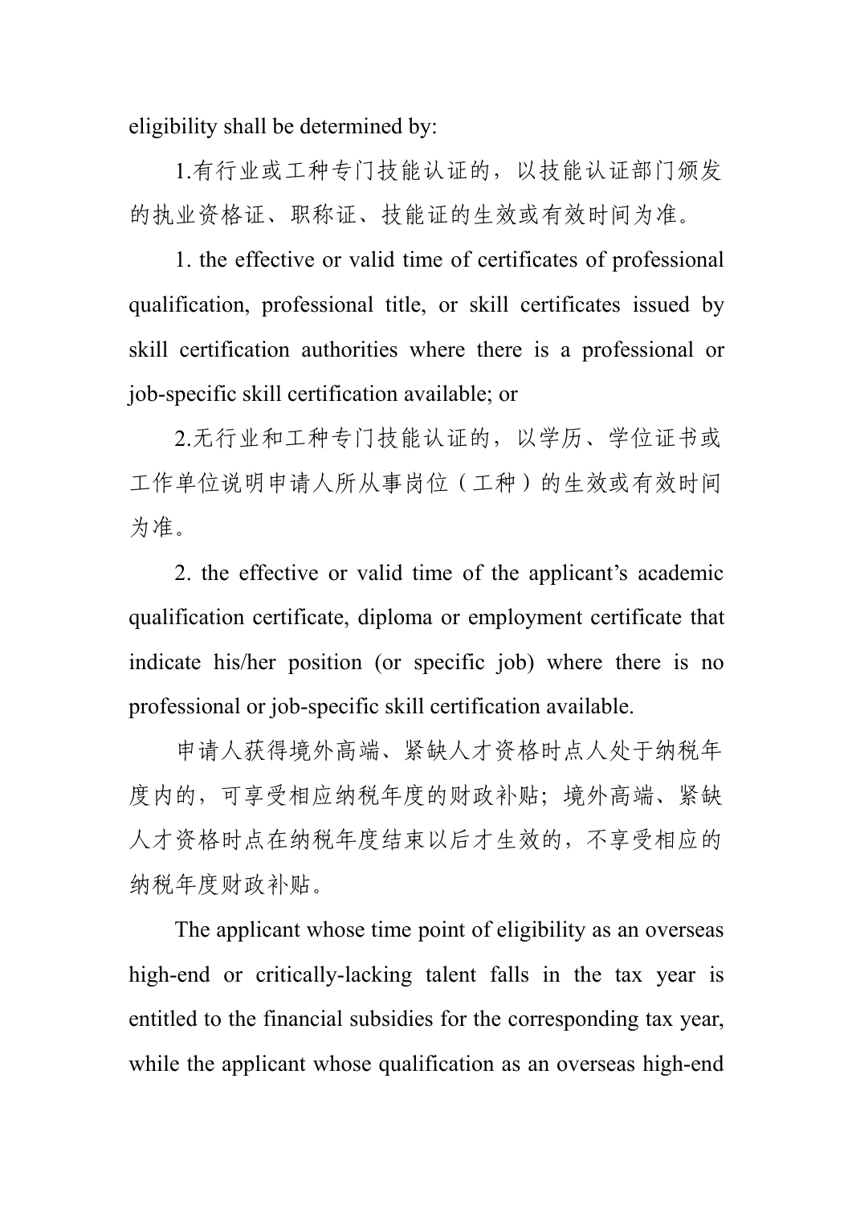eligibility shall be determined by:

1.有行业或工种专门技能认证的，以技能认证部门颁发的执业资格证、职称证、技能证的生效或有效时间为准。

1. the effective or valid time of certificates of professional qualification, professional title, or skill certificates issued by skill certification authorities where there is a professional or job-specific skill certification available; or

2.无行业和工种专门技能认证的，以学历、学位证书或工作单位说明申请人所从事岗位（工种）的生效或有效时间为准。

2. the effective or valid time of the applicant's academic qualification certificate, diploma or employment certificate that indicate his/her position (or specific job) where there is no professional or job-specific skill certification available.

申请人获得境外高端、紧缺人才资格时点人处于纳税年度内的，可享受相应纳税年度的财政补贴；境外高端、紧缺人才资格时点在纳税年度结束以后才生效的，不享受相应的纳税年度财政补贴。

The applicant whose time point of eligibility as an overseas high-end or critically-lacking talent falls in the tax year is entitled to the financial subsidies for the corresponding tax year, while the applicant whose qualification as an overseas high-end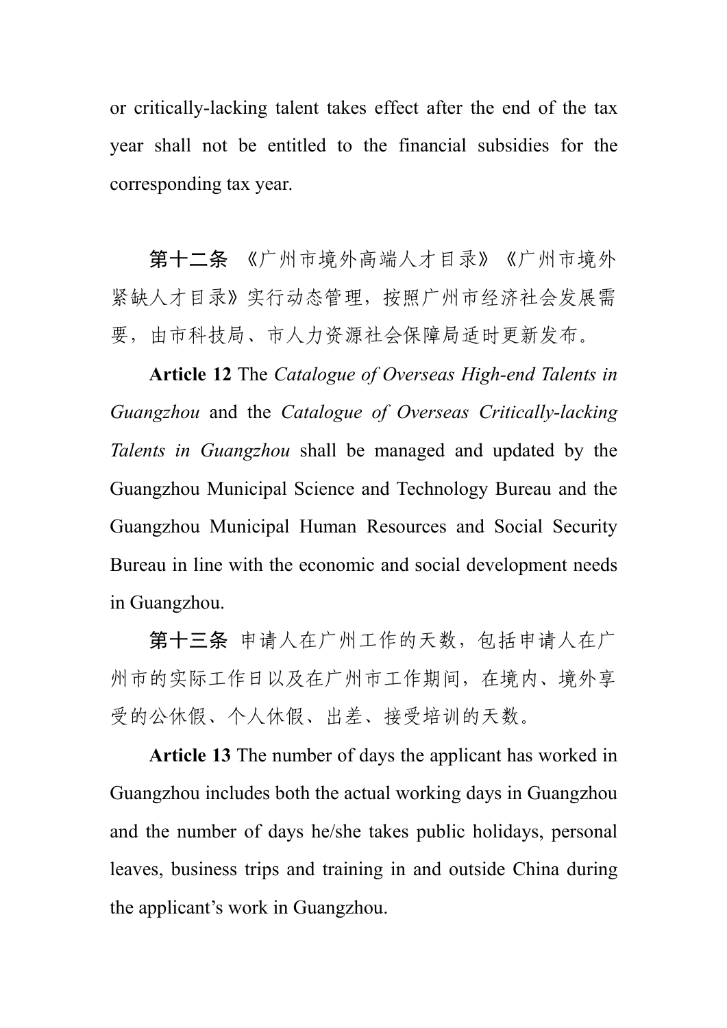or critically-lacking talent takes effect after the end of the tax year shall not be entitled to the financial subsidies for the corresponding tax year.

**第十二条** 《广州市境外高端人才目录》《广州市境外紧缺人才目录》实行动态管理，按照广州市经济社会发展需要，由市科技局、市人力资源社会保障局适时更新发布。

**Article 12** The *Catalogue of Overseas High-end Talents in Guangzhou* and the *Catalogue of Overseas Critically-lacking Talents in Guangzhou* shall be managed and updated by the Guangzhou Municipal Science and Technology Bureau and the Guangzhou Municipal Human Resources and Social Security Bureau in line with the economic and social development needs in Guangzhou.

**第十三条** 申请人在广州工作的天数，包括申请人在广州市的实际工作日以及在广州市工作期间，在境内、境外享受的公休假、个人休假、出差、接受培训的天数。

**Article 13** The number of days the applicant has worked in Guangzhou includes both the actual working days in Guangzhou and the number of days he/she takes public holidays, personal leaves, business trips and training in and outside China during the applicant's work in Guangzhou.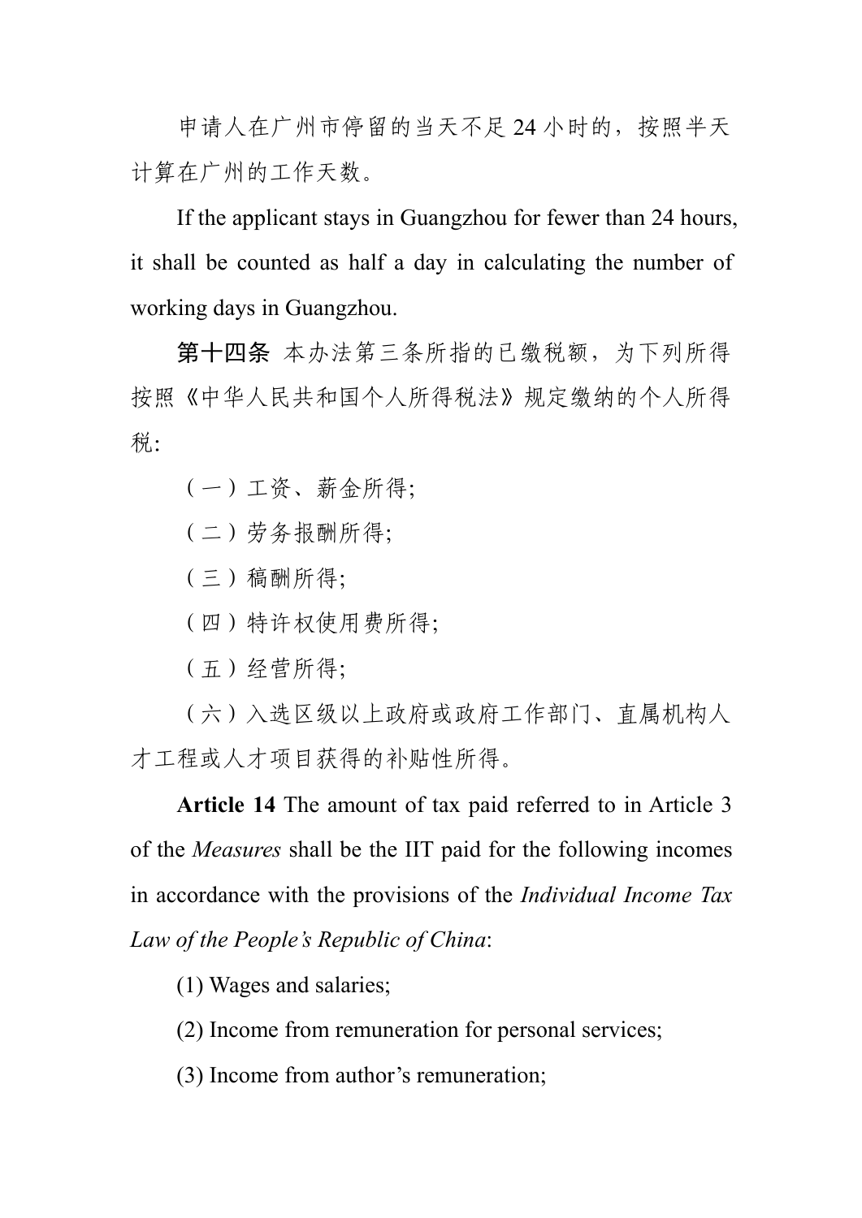申请人在广州市停留的当天不足 24 小时的，按照半天计算在广州的工作天数。

If the applicant stays in Guangzhou for fewer than 24 hours, it shall be counted as half a day in calculating the number of working days in Guangzhou.

**第十四条** 本办法第三条所指的已缴税额，为下列所得按照《中华人民共和国个人所得税法》规定缴纳的个人所得税:

（一）工资、薪金所得;

（二）劳务报酬所得;

（三）稿酬所得;

（四）特许权使用费所得;

（五）经营所得;

（六）入选区级以上政府或政府工作部门、直属机构人才工程或人才项目获得的补贴性所得。

**Article 14** The amount of tax paid referred to in Article 3 of the *Measures* shall be the IIT paid for the following incomes in accordance with the provisions of the *Individual Income Tax Law of the People's Republic of China*:

(1) Wages and salaries;

(2) Income from remuneration for personal services;

(3) Income from author's remuneration;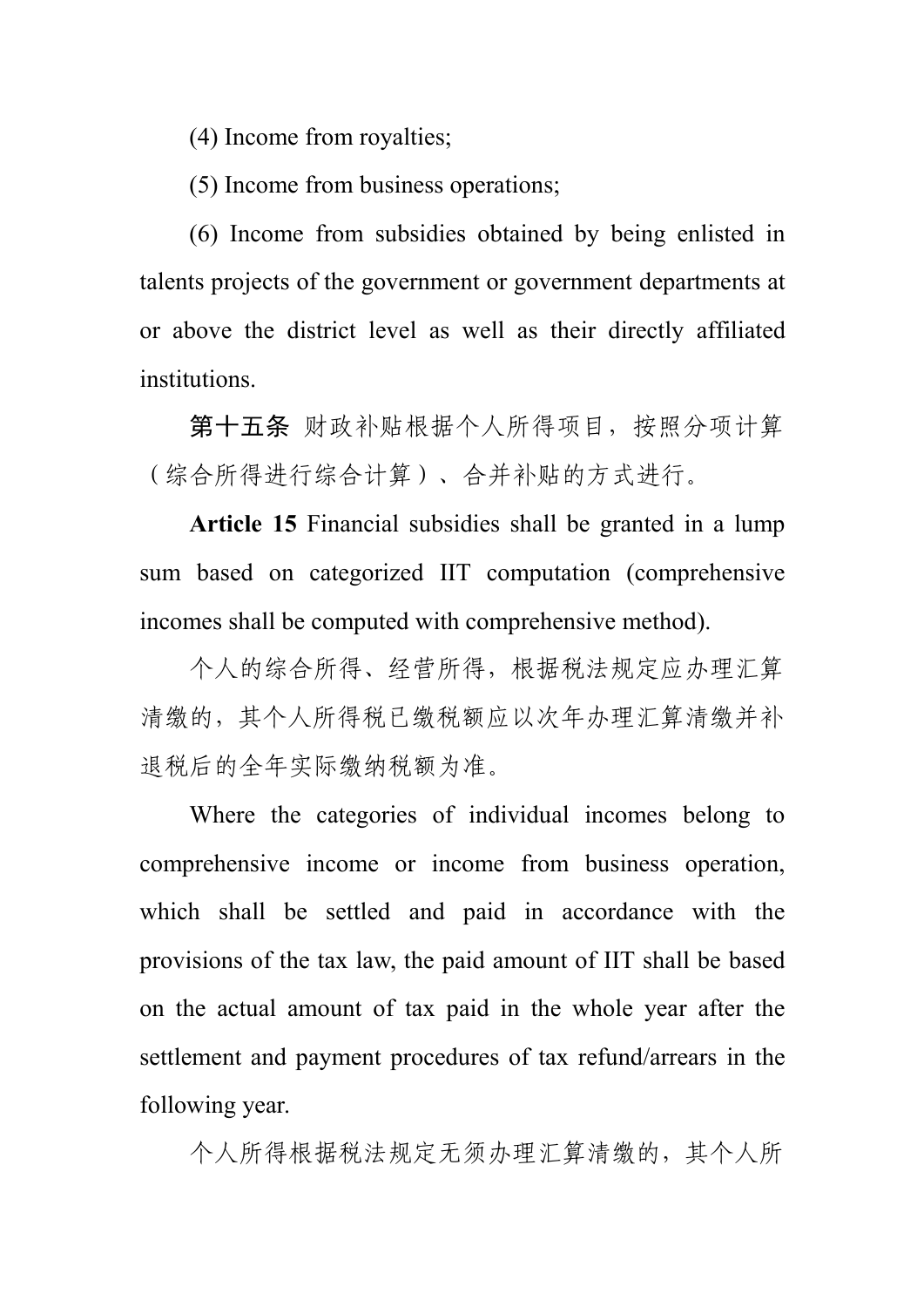(4) Income from royalties;

(5) Income from business operations;

(6) Income from subsidies obtained by being enlisted in talents projects of the government or government departments at or above the district level as well as their directly affiliated institutions.

**第十五条** 财政补贴根据个人所得项目，按照分项计算（综合所得进行综合计算）、合并补贴的方式进行。

**Article 15** Financial subsidies shall be granted in a lump sum based on categorized IIT computation (comprehensive incomes shall be computed with comprehensive method).

个人的综合所得、经营所得，根据税法规定应办理汇算清缴的，其个人所得税已缴税额应以次年办理汇算清缴并补退税后的全年实际缴纳税额为准。

Where the categories of individual incomes belong to comprehensive income or income from business operation, which shall be settled and paid in accordance with the provisions of the tax law, the paid amount of IIT shall be based on the actual amount of tax paid in the whole year after the settlement and payment procedures of tax refund/arrears in the following year.

个人所得根据税法规定无须办理汇算清缴的，其个人所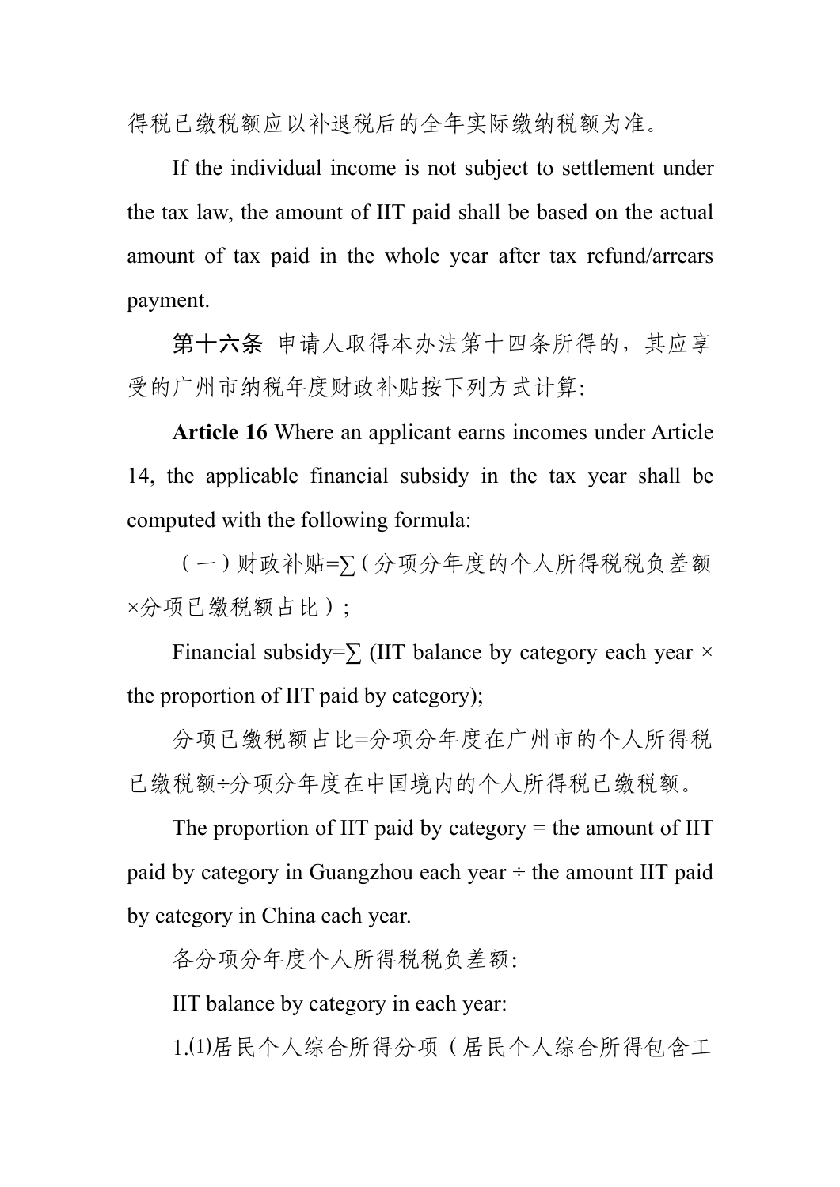得税已缴税额应以补退税后的全年实际缴纳税额为准。

If the individual income is not subject to settlement under the tax law, the amount of IIT paid shall be based on the actual amount of tax paid in the whole year after tax refund/arrears payment.

**第十六条** 申请人取得本办法第十四条所得的，其应享受的广州市纳税年度财政补贴按下列方式计算:

**Article 16** Where an applicant earns incomes under Article 14, the applicable financial subsidy in the tax year shall be computed with the following formula:

（一）财政补贴=∑（分项分年度的个人所得税税负差额×分项已缴税额占比）;

Financial subsidy=∑ (IIT balance by category each year × the proportion of IIT paid by category);

分项已缴税额占比=分项分年度在广州市的个人所得税已缴税额÷分项分年度在中国境内的个人所得税已缴税额。

The proportion of IIT paid by category = the amount of IIT paid by category in Guangzhou each year ÷ the amount IIT paid by category in China each year.

各分项分年度个人所得税税负差额:

IIT balance by category in each year:

1.(1)居民个人综合所得分项（居民个人综合所得包含工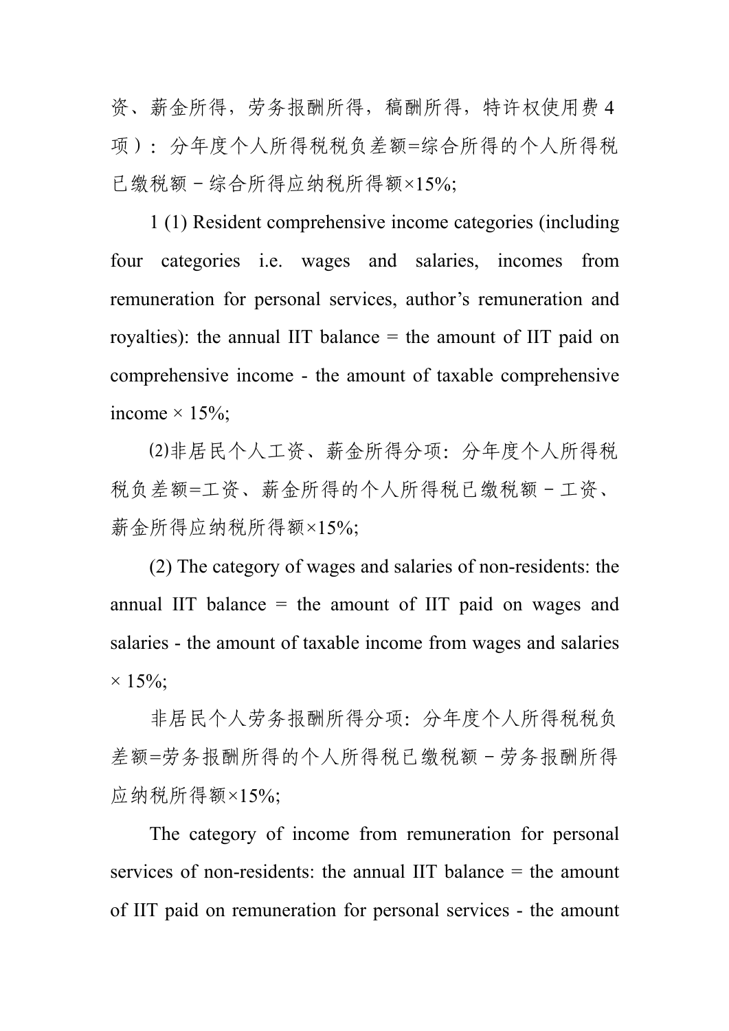资、薪金所得，劳务报酬所得，稿酬所得，特许权使用费 4 项）：分年度个人所得税税负差额=综合所得的个人所得税已缴税额－综合所得应纳税所得额×15%;

1 (1) Resident comprehensive income categories (including four categories i.e. wages and salaries, incomes from remuneration for personal services, author’s remuneration and royalties): the annual IIT balance = the amount of IIT paid on comprehensive income - the amount of taxable comprehensive income × 15%;

⑵非居民个人工资、薪金所得分项：分年度个人所得税税负差额=工资、薪金所得的个人所得税已缴税额－工资、薪金所得应纳税所得额×15%;

(2) The category of wages and salaries of non-residents: the annual IIT balance = the amount of IIT paid on wages and salaries - the amount of taxable income from wages and salaries × 15%;

非居民个人劳务报酬所得分项：分年度个人所得税税负差额=劳务报酬所得的个人所得税已缴税额－劳务报酬所得应纳税所得额×15%;

The category of income from remuneration for personal services of non-residents: the annual IIT balance = the amount of IIT paid on remuneration for personal services - the amount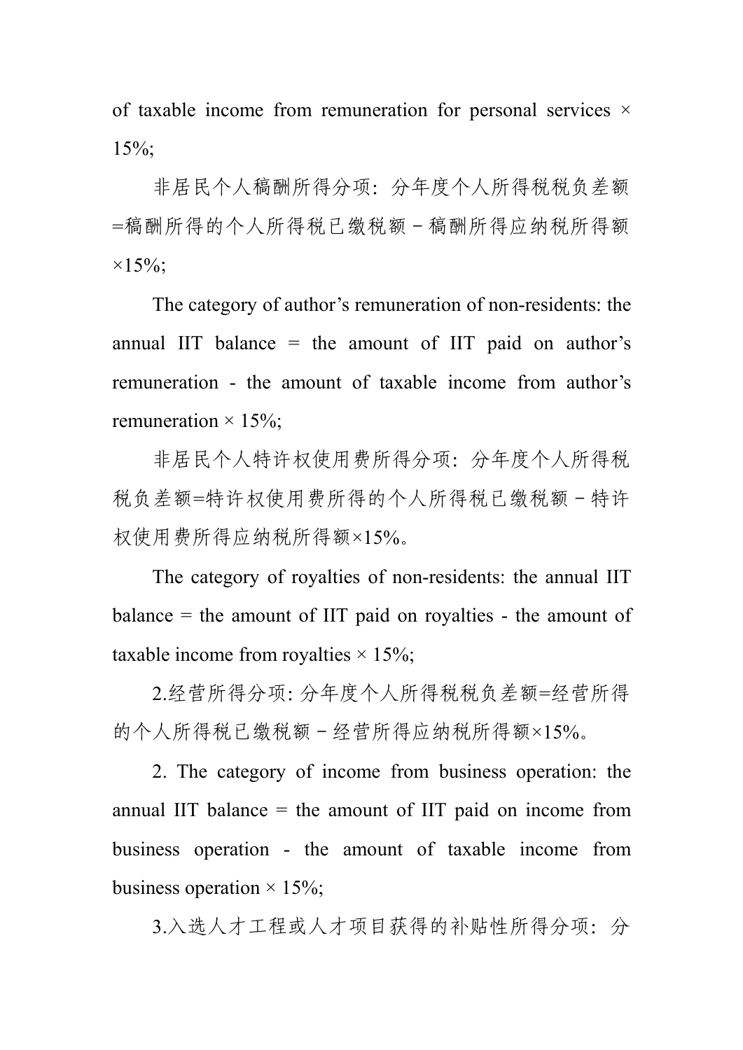of taxable income from remuneration for personal services × 15%;

非居民个人稿酬所得分项：分年度个人所得税税负差额=稿酬所得的个人所得税已缴税额－稿酬所得应纳税所得额×15%;

The category of author's remuneration of non-residents: the annual IIT balance = the amount of IIT paid on author's remuneration - the amount of taxable income from author's remuneration × 15%;

非居民个人特许权使用费所得分项：分年度个人所得税税负差额=特许权使用费所得的个人所得税已缴税额－特许权使用费所得应纳税所得额×15%。

The category of royalties of non-residents: the annual IIT balance = the amount of IIT paid on royalties - the amount of taxable income from royalties × 15%;

2.经营所得分项: 分年度个人所得税税负差额=经营所得的个人所得税已缴税额－经营所得应纳税所得额×15%。

2. The category of income from business operation: the annual IIT balance = the amount of IIT paid on income from business operation - the amount of taxable income from business operation × 15%;

3.入选人才工程或人才项目获得的补贴性所得分项：分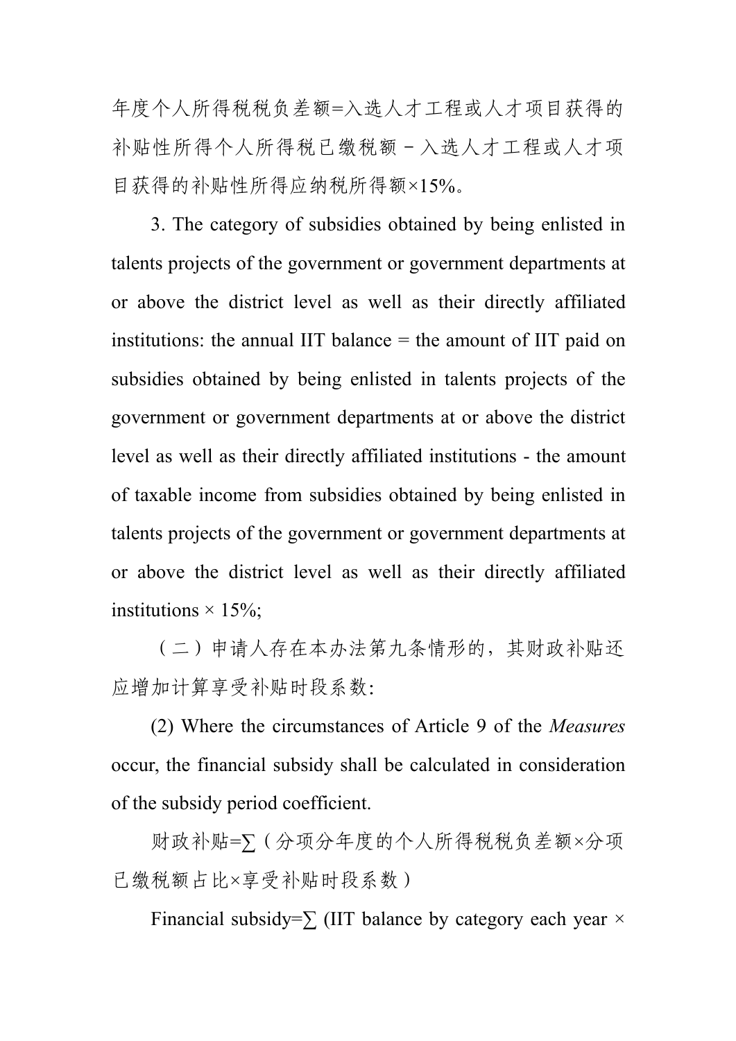年度个人所得税税负差额=入选人才工程或人才项目获得的补贴性所得个人所得税已缴税额－入选人才工程或人才项目获得的补贴性所得应纳税所得额×15%。

3. The category of subsidies obtained by being enlisted in talents projects of the government or government departments at or above the district level as well as their directly affiliated institutions: the annual IIT balance = the amount of IIT paid on subsidies obtained by being enlisted in talents projects of the government or government departments at or above the district level as well as their directly affiliated institutions - the amount of taxable income from subsidies obtained by being enlisted in talents projects of the government or government departments at or above the district level as well as their directly affiliated institutions × 15%;

（二）申请人存在本办法第九条情形的，其财政补贴还应增加计算享受补贴时段系数:

(2) Where the circumstances of Article 9 of the *Measures* occur, the financial subsidy shall be calculated in consideration of the subsidy period coefficient.

财政补贴=∑（分项分年度的个人所得税税负差额×分项已缴税额占比×享受补贴时段系数）

Financial subsidy=∑ (IIT balance by category each year ×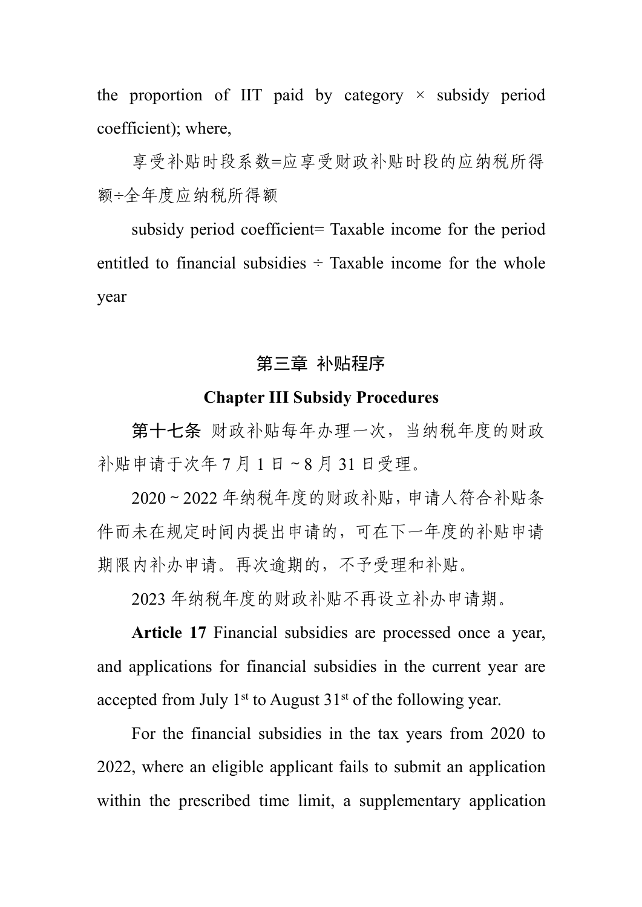the proportion of IIT paid by category × subsidy period coefficient); where,

享受补贴时段系数=应享受财政补贴时段的应纳税所得额÷全年度应纳税所得额

subsidy period coefficient= Taxable income for the period entitled to financial subsidies ÷ Taxable income for the whole year

## 第三章 补贴程序

## Chapter III Subsidy Procedures

**第十七条** 财政补贴每年办理一次，当纳税年度的财政补贴申请于次年 7 月 1 日 ~ 8 月 31 日受理。

2020 ~ 2022 年纳税年度的财政补贴，申请人符合补贴条件而未在规定时间内提出申请的，可在下一年度的补贴申请期限内补办申请。再次逾期的，不予受理和补贴。

2023 年纳税年度的财政补贴不再设立补办申请期。

**Article 17** Financial subsidies are processed once a year, and applications for financial subsidies in the current year are accepted from July 1st to August 31st of the following year.

For the financial subsidies in the tax years from 2020 to 2022, where an eligible applicant fails to submit an application within the prescribed time limit, a supplementary application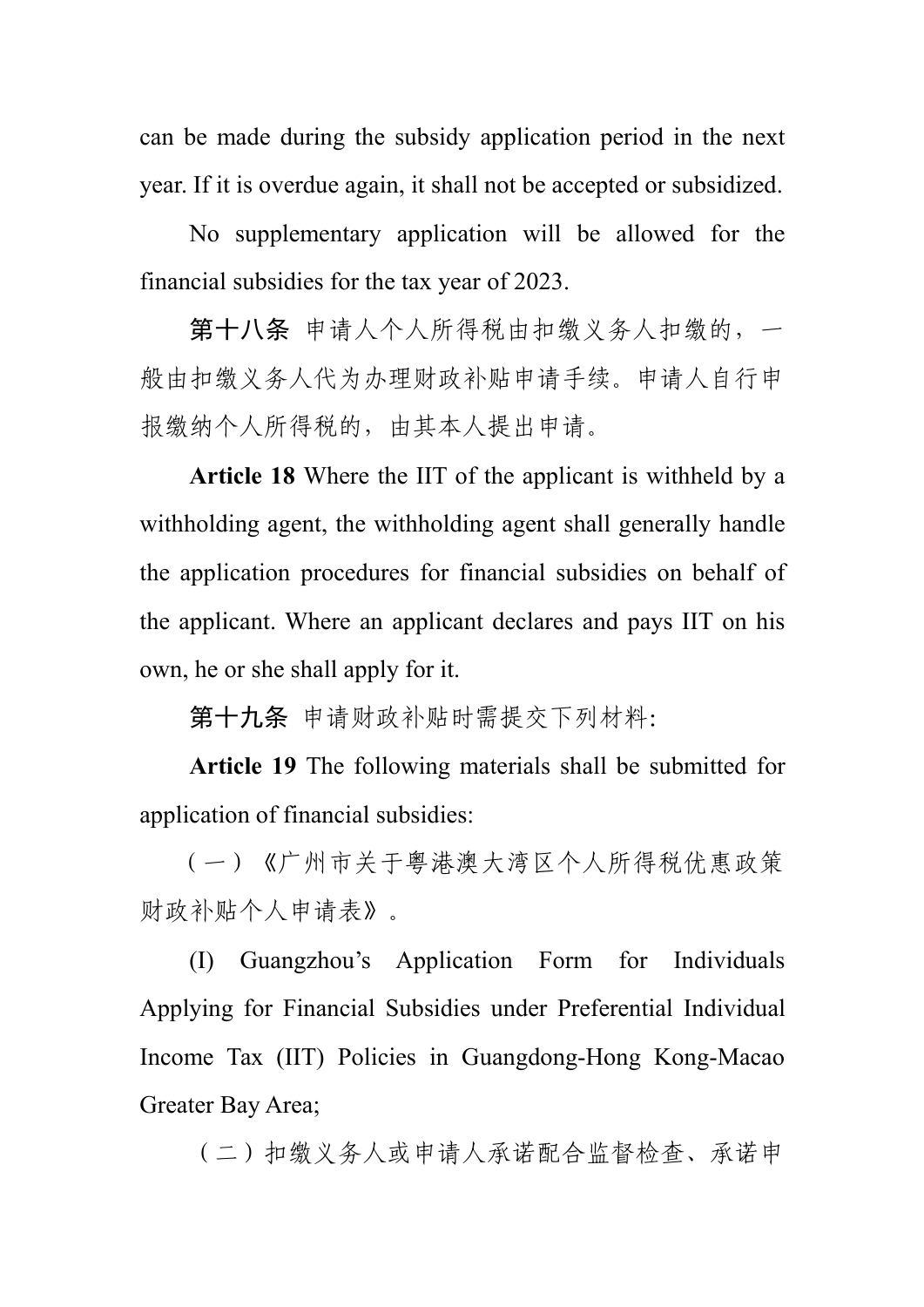can be made during the subsidy application period in the next year. If it is overdue again, it shall not be accepted or subsidized.

No supplementary application will be allowed for the financial subsidies for the tax year of 2023.

**第十八条** 申请人个人所得税由扣缴义务人扣缴的，一般由扣缴义务人代为办理财政补贴申请手续。申请人自行申报缴纳个人所得税的，由其本人提出申请。

**Article 18** Where the IIT of the applicant is withheld by a withholding agent, the withholding agent shall generally handle the application procedures for financial subsidies on behalf of the applicant. Where an applicant declares and pays IIT on his own, he or she shall apply for it.

**第十九条** 申请财政补贴时需提交下列材料:

**Article 19** The following materials shall be submitted for application of financial subsidies:

（一）《广州市关于粤港澳大湾区个人所得税优惠政策财政补贴个人申请表》。

(I) Guangzhou’s Application Form for Individuals Applying for Financial Subsidies under Preferential Individual Income Tax (IIT) Policies in Guangdong-Hong Kong-Macao Greater Bay Area;

（二）扣缴义务人或申请人承诺配合监督检查、承诺申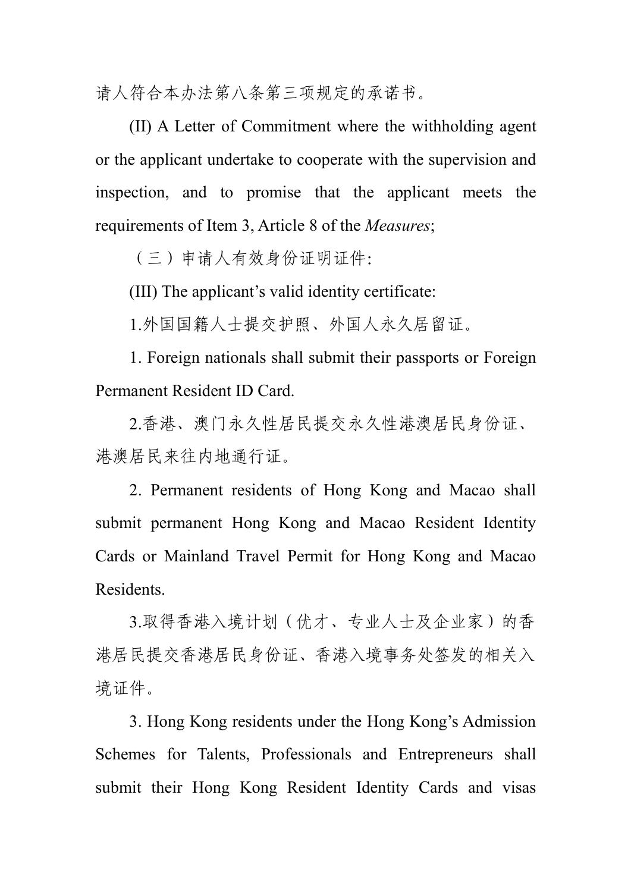请人符合本办法第八条第三项规定的承诺书。

(II) A Letter of Commitment where the withholding agent or the applicant undertake to cooperate with the supervision and inspection, and to promise that the applicant meets the requirements of Item 3, Article 8 of the *Measures*;

（三）申请人有效身份证明证件:

(III) The applicant's valid identity certificate:

1.外国国籍人士提交护照、外国人永久居留证。

1. Foreign nationals shall submit their passports or Foreign Permanent Resident ID Card.

2.香港、澳门永久性居民提交永久性港澳居民身份证、港澳居民来往内地通行证。

2. Permanent residents of Hong Kong and Macao shall submit permanent Hong Kong and Macao Resident Identity Cards or Mainland Travel Permit for Hong Kong and Macao Residents.

3.取得香港入境计划（优才、专业人士及企业家）的香港居民提交香港居民身份证、香港入境事务处签发的相关入境证件。

3. Hong Kong residents under the Hong Kong's Admission Schemes for Talents, Professionals and Entrepreneurs shall submit their Hong Kong Resident Identity Cards and visas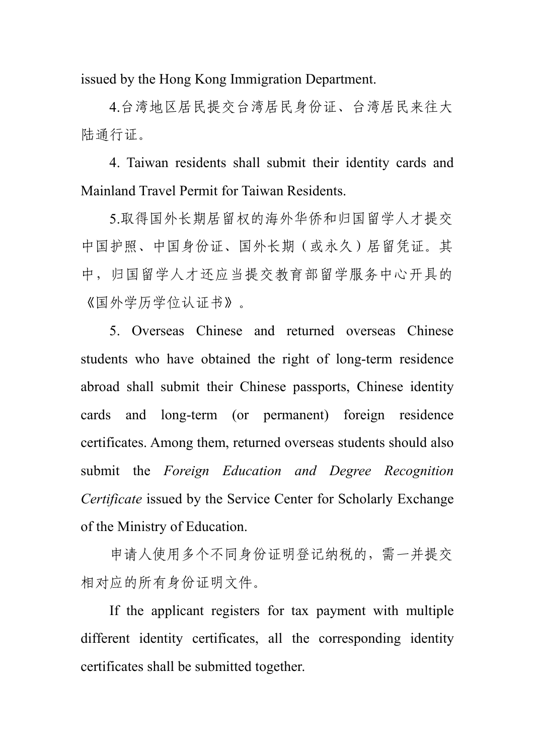issued by the Hong Kong Immigration Department.

4.台湾地区居民提交台湾居民身份证、台湾居民来往大陆通行证。

4. Taiwan residents shall submit their identity cards and Mainland Travel Permit for Taiwan Residents.

5.取得国外长期居留权的海外华侨和归国留学人才提交中国护照、中国身份证、国外长期（或永久）居留凭证。其中，归国留学人才还应当提交教育部留学服务中心开具的《国外学历学位认证书》。

5. Overseas Chinese and returned overseas Chinese students who have obtained the right of long-term residence abroad shall submit their Chinese passports, Chinese identity cards and long-term (or permanent) foreign residence certificates. Among them, returned overseas students should also submit the *Foreign Education and Degree Recognition Certificate* issued by the Service Center for Scholarly Exchange of the Ministry of Education.

申请人使用多个不同身份证明登记纳税的，需一并提交相对应的所有身份证明文件。

If the applicant registers for tax payment with multiple different identity certificates, all the corresponding identity certificates shall be submitted together.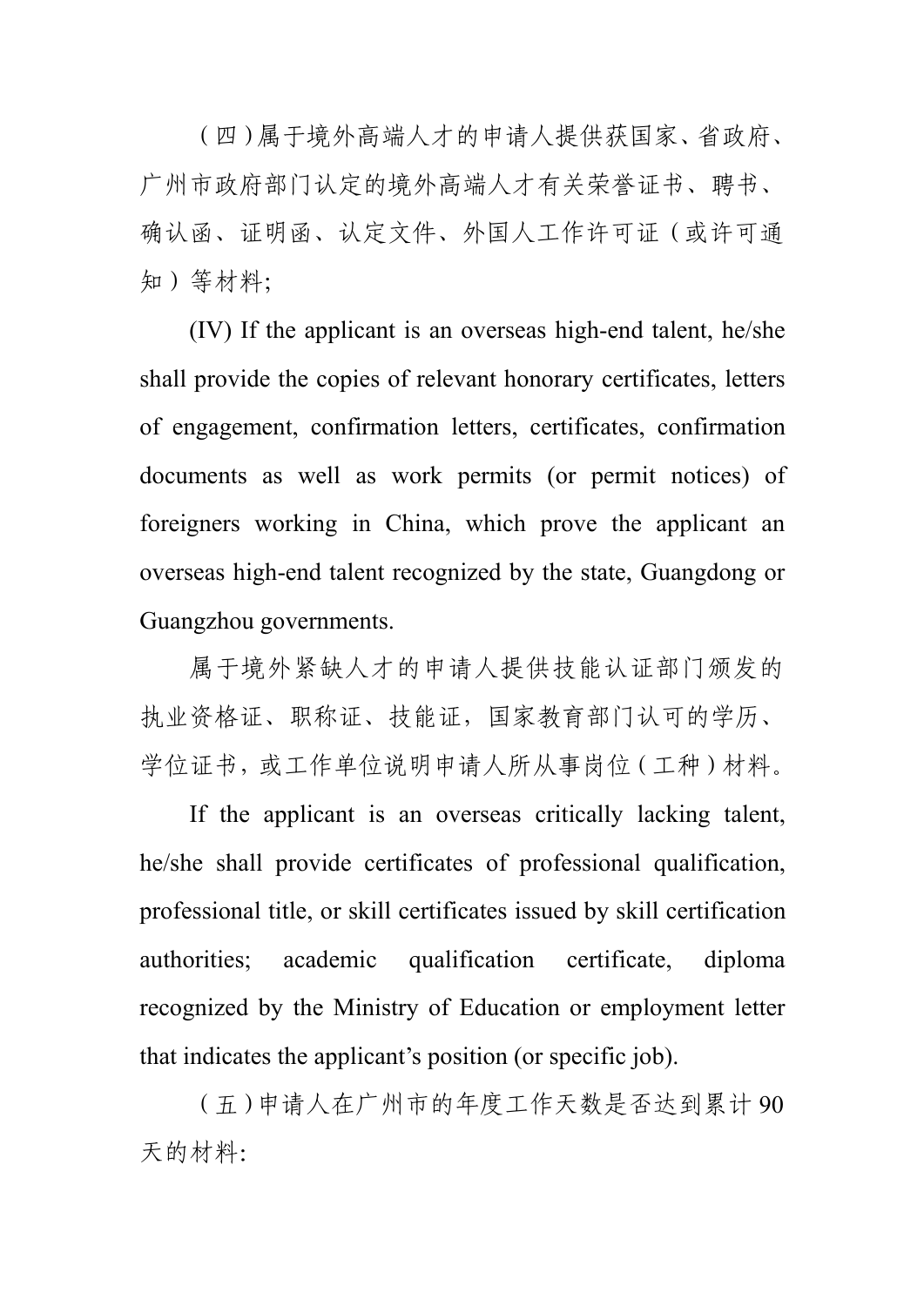（四）属于境外高端人才的申请人提供获国家、省政府、广州市政府部门认定的境外高端人才有关荣誉证书、聘书、确认函、证明函、认定文件、外国人工作许可证（或许可通知）等材料;

(IV) If the applicant is an overseas high-end talent, he/she shall provide the copies of relevant honorary certificates, letters of engagement, confirmation letters, certificates, confirmation documents as well as work permits (or permit notices) of foreigners working in China, which prove the applicant an overseas high-end talent recognized by the state, Guangdong or Guangzhou governments.

属于境外紧缺人才的申请人提供技能认证部门颁发的执业资格证、职称证、技能证，国家教育部门认可的学历、学位证书，或工作单位说明申请人所从事岗位（工种）材料。

If the applicant is an overseas critically lacking talent, he/she shall provide certificates of professional qualification, professional title, or skill certificates issued by skill certification authorities; academic qualification certificate, diploma recognized by the Ministry of Education or employment letter that indicates the applicant's position (or specific job).

（五）申请人在广州市的年度工作天数是否达到累计 90 天的材料: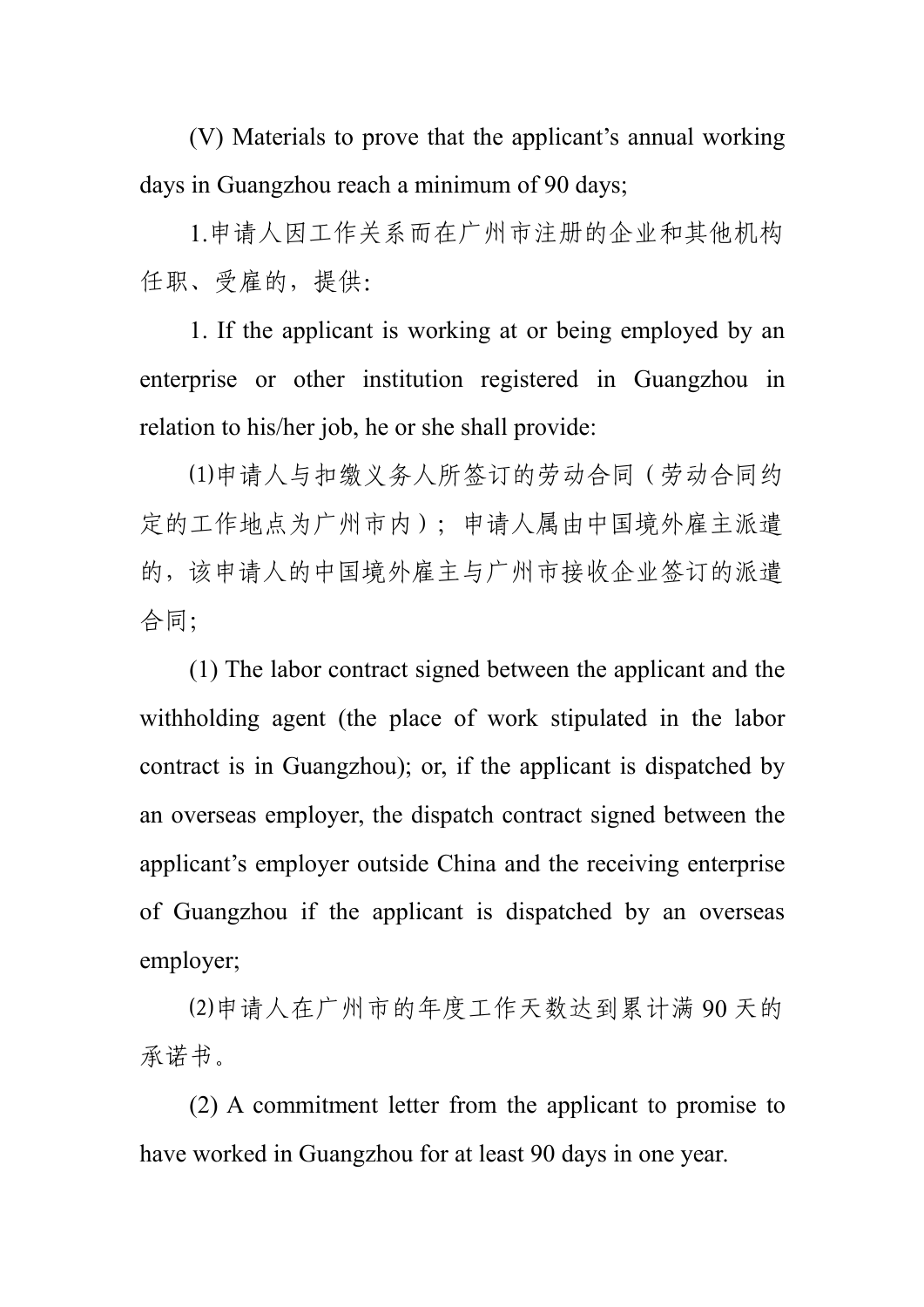(V) Materials to prove that the applicant’s annual working days in Guangzhou reach a minimum of 90 days;

1.申请人因工作关系而在广州市注册的企业和其他机构任职、受雇的，提供:

1. If the applicant is working at or being employed by an enterprise or other institution registered in Guangzhou in relation to his/her job, he or she shall provide:

⑴申请人与扣缴义务人所签订的劳动合同（劳动合同约定的工作地点为广州市内）；申请人属由中国境外雇主派遣的，该申请人的中国境外雇主与广州市接收企业签订的派遣合同;

(1) The labor contract signed between the applicant and the withholding agent (the place of work stipulated in the labor contract is in Guangzhou); or, if the applicant is dispatched by an overseas employer, the dispatch contract signed between the applicant’s employer outside China and the receiving enterprise of Guangzhou if the applicant is dispatched by an overseas employer;

⑵申请人在广州市的年度工作天数达到累计满 90 天的承诺书。

(2) A commitment letter from the applicant to promise to have worked in Guangzhou for at least 90 days in one year.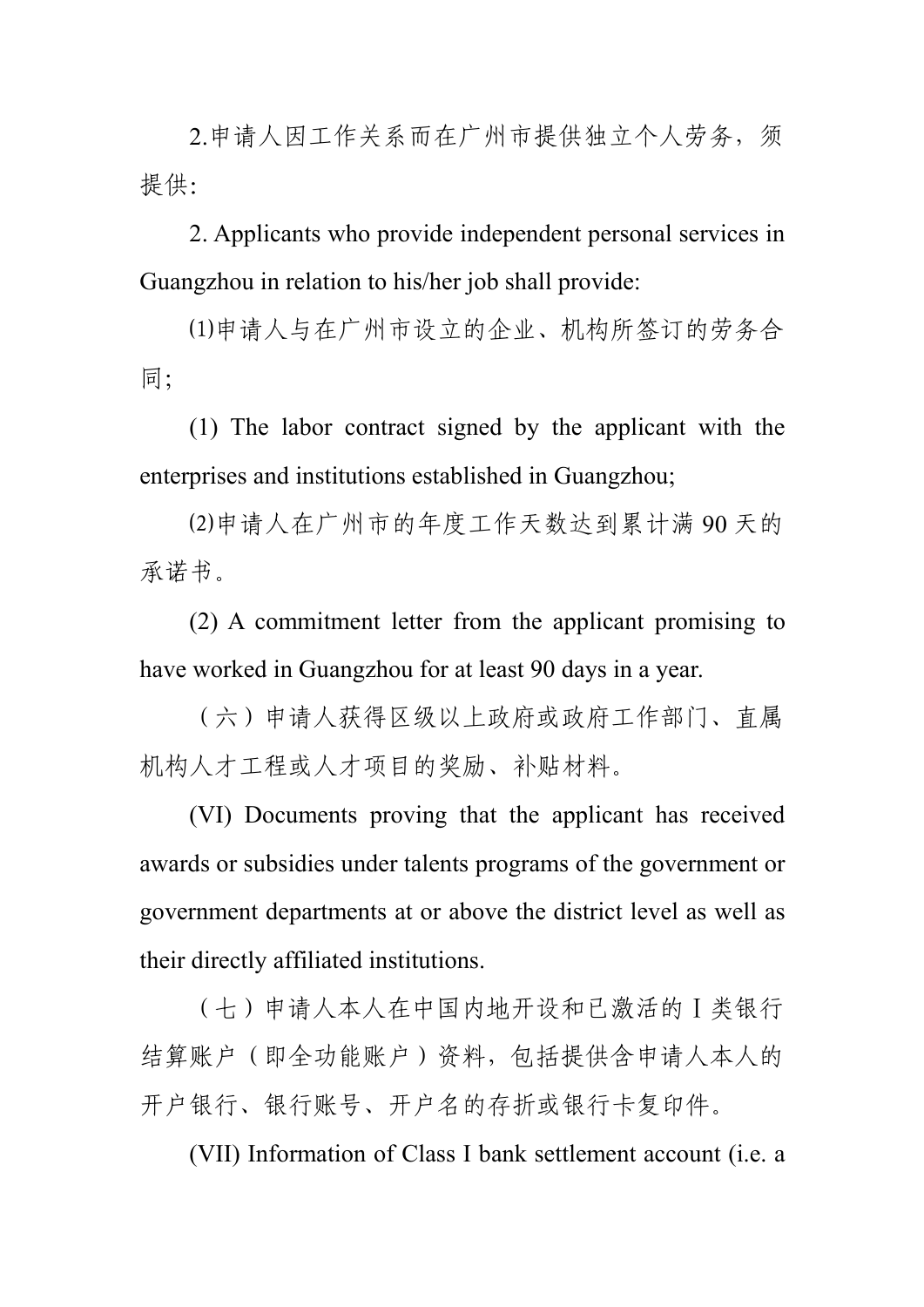2.申请人因工作关系而在广州市提供独立个人劳务，须提供:

2. Applicants who provide independent personal services in Guangzhou in relation to his/her job shall provide:

⑴申请人与在广州市设立的企业、机构所签订的劳务合同;

(1) The labor contract signed by the applicant with the enterprises and institutions established in Guangzhou;

⑵申请人在广州市的年度工作天数达到累计满 90 天的承诺书。

(2) A commitment letter from the applicant promising to have worked in Guangzhou for at least 90 days in a year.

（六）申请人获得区级以上政府或政府工作部门、直属机构人才工程或人才项目的奖励、补贴材料。

(VI) Documents proving that the applicant has received awards or subsidies under talents programs of the government or government departments at or above the district level as well as their directly affiliated institutions.

（七）申请人本人在中国内地开设和已激活的Ⅰ类银行结算账户（即全功能账户）资料，包括提供含申请人本人的开户银行、银行账号、开户名的存折或银行卡复印件。

(VII) Information of Class I bank settlement account (i.e. a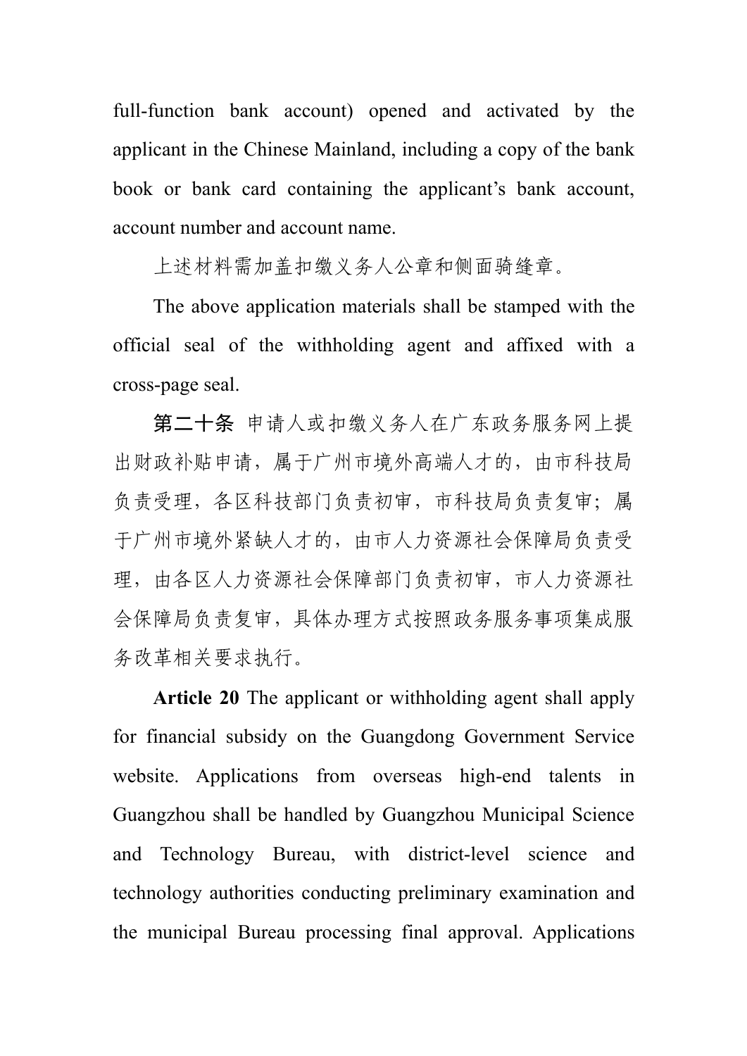full-function bank account) opened and activated by the applicant in the Chinese Mainland, including a copy of the bank book or bank card containing the applicant's bank account, account number and account name.

上述材料需加盖扣缴义务人公章和侧面骑缝章。

The above application materials shall be stamped with the official seal of the withholding agent and affixed with a cross-page seal.

**第二十条** 申请人或扣缴义务人在广东政务服务网上提出财政补贴申请，属于广州市境外高端人才的，由市科技局负责受理，各区科技部门负责初审，市科技局负责复审；属于广州市境外紧缺人才的，由市人力资源社会保障局负责受理，由各区人力资源社会保障部门负责初审，市人力资源社会保障局负责复审，具体办理方式按照政务服务事项集成服务改革相关要求执行。

**Article 20** The applicant or withholding agent shall apply for financial subsidy on the Guangdong Government Service website. Applications from overseas high-end talents in Guangzhou shall be handled by Guangzhou Municipal Science and Technology Bureau, with district-level science and technology authorities conducting preliminary examination and the municipal Bureau processing final approval. Applications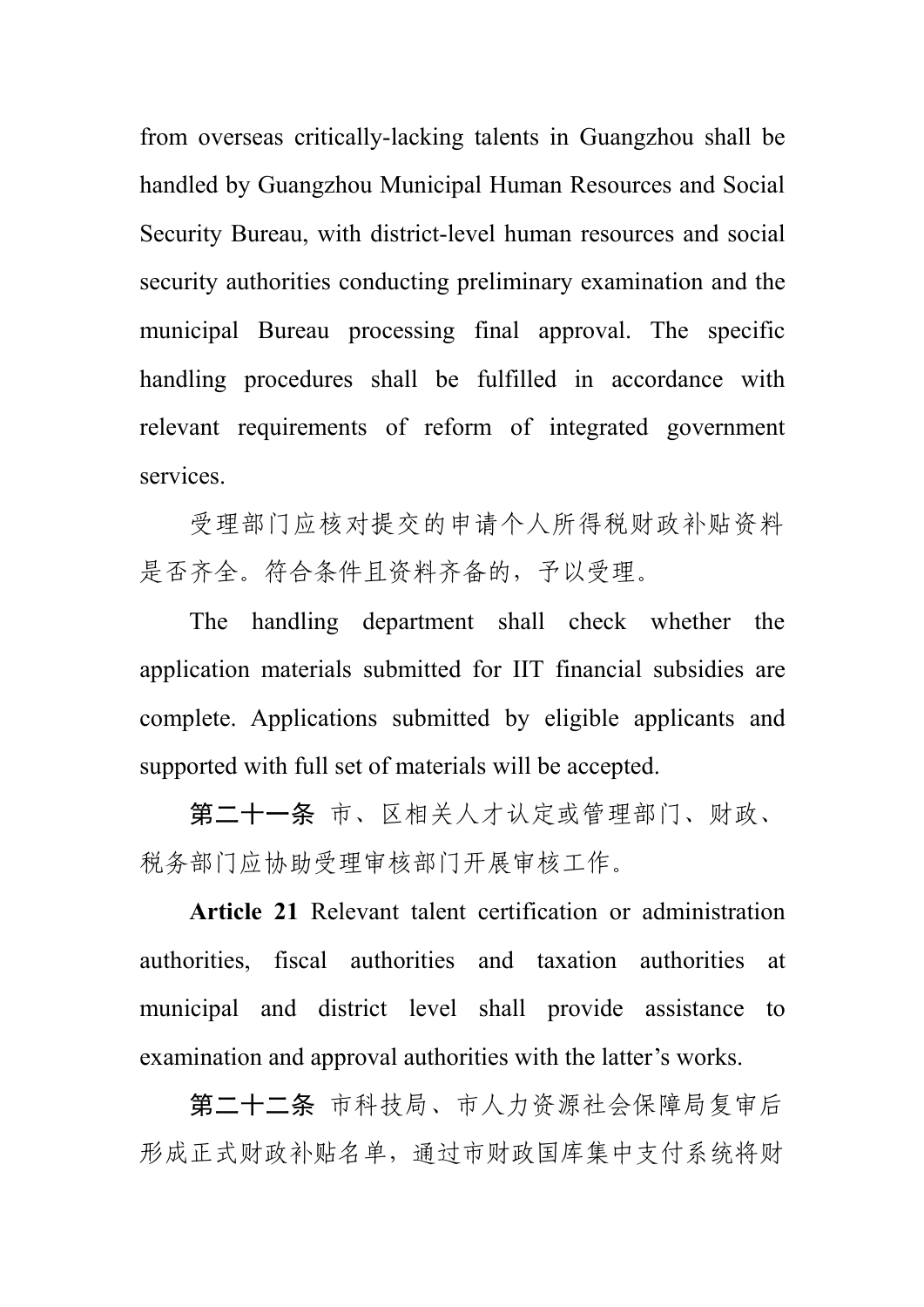from overseas critically-lacking talents in Guangzhou shall be handled by Guangzhou Municipal Human Resources and Social Security Bureau, with district-level human resources and social security authorities conducting preliminary examination and the municipal Bureau processing final approval. The specific handling procedures shall be fulfilled in accordance with relevant requirements of reform of integrated government services.

受理部门应核对提交的申请个人所得税财政补贴资料是否齐全。符合条件且资料齐备的，予以受理。

The handling department shall check whether the application materials submitted for IIT financial subsidies are complete. Applications submitted by eligible applicants and supported with full set of materials will be accepted.

**第二十一条** 市、区相关人才认定或管理部门、财政、税务部门应协助受理审核部门开展审核工作。

**Article 21** Relevant talent certification or administration authorities, fiscal authorities and taxation authorities at municipal and district level shall provide assistance to examination and approval authorities with the latter's works.

**第二十二条** 市科技局、市人力资源社会保障局复审后形成正式财政补贴名单，通过市财政国库集中支付系统将财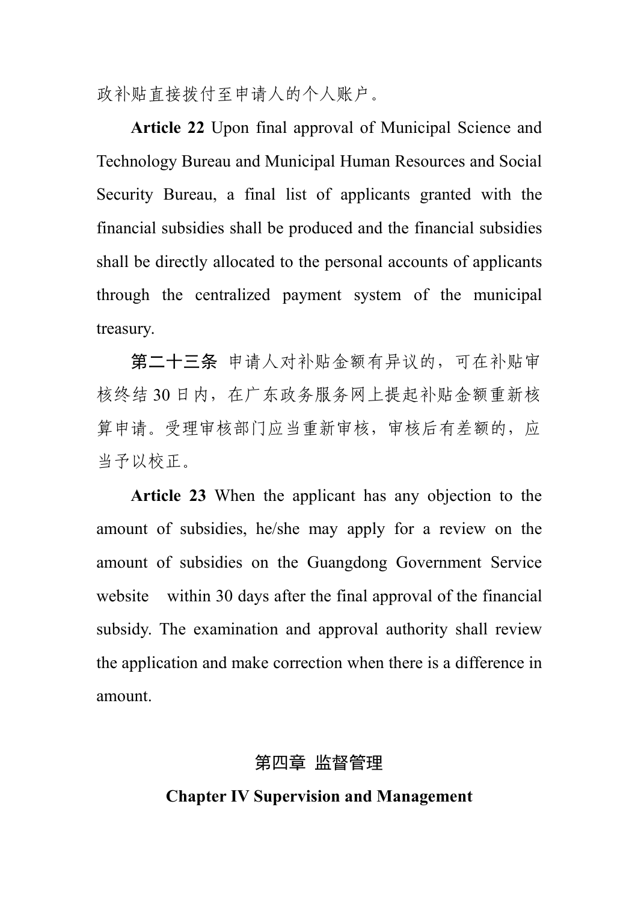政补贴直接拨付至申请人的个人账户。

**Article 22** Upon final approval of Municipal Science and Technology Bureau and Municipal Human Resources and Social Security Bureau, a final list of applicants granted with the financial subsidies shall be produced and the financial subsidies shall be directly allocated to the personal accounts of applicants through the centralized payment system of the municipal treasury.

**第二十三条** 申请人对补贴金额有异议的，可在补贴审核终结30日内，在广东政务服务网上提起补贴金额重新核算申请。受理审核部门应当重新审核，审核后有差额的，应当予以校正。

**Article 23** When the applicant has any objection to the amount of subsidies, he/she may apply for a review on the amount of subsidies on the Guangdong Government Service website within 30 days after the final approval of the financial subsidy. The examination and approval authority shall review the application and make correction when there is a difference in amount.

## 第四章 监督管理

## Chapter IV Supervision and Management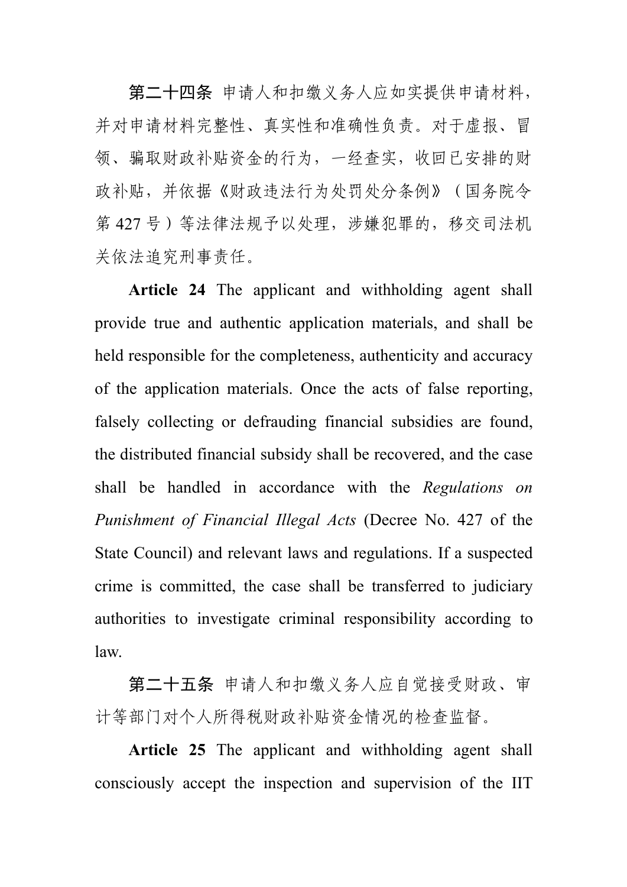**第二十四条** 申请人和扣缴义务人应如实提供申请材料，并对申请材料完整性、真实性和准确性负责。对于虚报、冒领、骗取财政补贴资金的行为，一经查实，收回已安排的财政补贴，并依据《财政违法行为处罚处分条例》（国务院令第 427 号）等法律法规予以处理，涉嫌犯罪的，移交司法机关依法追究刑事责任。

**Article 24** The applicant and withholding agent shall provide true and authentic application materials, and shall be held responsible for the completeness, authenticity and accuracy of the application materials. Once the acts of false reporting, falsely collecting or defrauding financial subsidies are found, the distributed financial subsidy shall be recovered, and the case shall be handled in accordance with the *Regulations on Punishment of Financial Illegal Acts* (Decree No. 427 of the State Council) and relevant laws and regulations. If a suspected crime is committed, the case shall be transferred to judiciary authorities to investigate criminal responsibility according to law.

**第二十五条** 申请人和扣缴义务人应自觉接受财政、审计等部门对个人所得税财政补贴资金情况的检查监督。

**Article 25** The applicant and withholding agent shall consciously accept the inspection and supervision of the IIT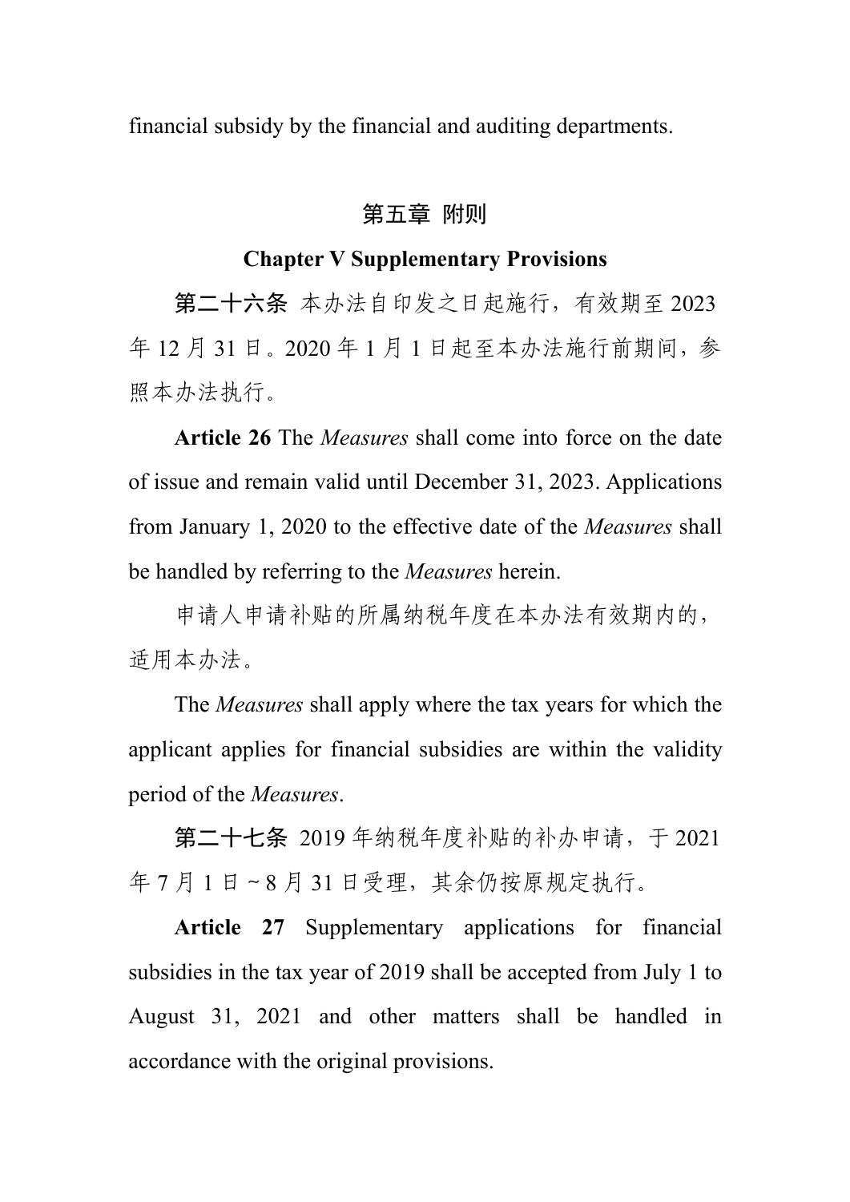financial subsidy by the financial and auditing departments.

## 第五章 附则

## Chapter V Supplementary Provisions

**第二十六条** 本办法自印发之日起施行，有效期至 2023 年 12 月 31 日。2020 年 1 月 1 日起至本办法施行前期间，参照本办法执行。

**Article 26** The *Measures* shall come into force on the date of issue and remain valid until December 31, 2023. Applications from January 1, 2020 to the effective date of the *Measures* shall be handled by referring to the *Measures* herein.

申请人申请补贴的所属纳税年度在本办法有效期内的，适用本办法。

The *Measures* shall apply where the tax years for which the applicant applies for financial subsidies are within the validity period of the *Measures*.

**第二十七条** 2019 年纳税年度补贴的补办申请，于 2021 年 7 月 1 日～8 月 31 日受理，其余仍按原规定执行。

**Article 27** Supplementary applications for financial subsidies in the tax year of 2019 shall be accepted from July 1 to August 31, 2021 and other matters shall be handled in accordance with the original provisions.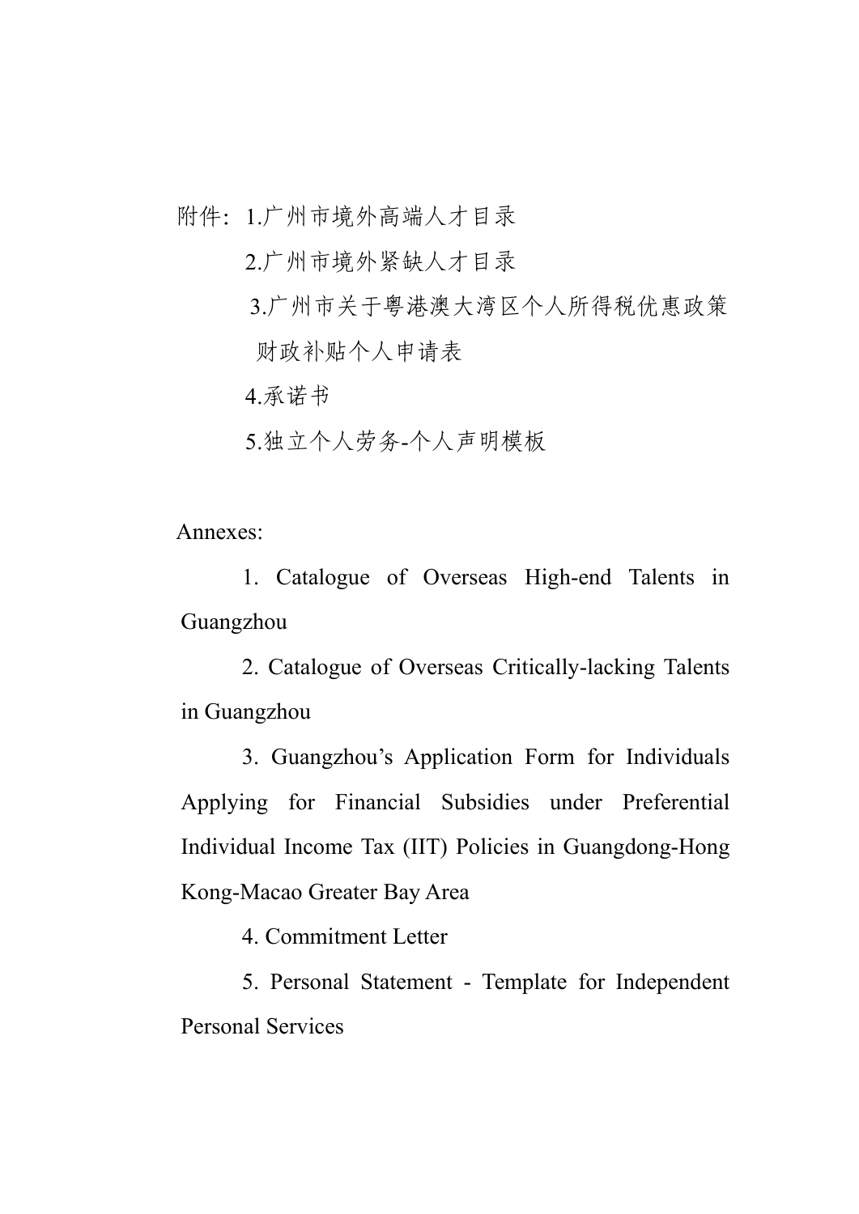附件：1.广州市境外高端人才目录

2.广州市境外紧缺人才目录

3.广州市关于粤港澳大湾区个人所得税优惠政策财政补贴个人申请表

4.承诺书

5.独立个人劳务-个人声明模板

Annexes:

1. Catalogue of Overseas High-end Talents in Guangzhou

2. Catalogue of Overseas Critically-lacking Talents in Guangzhou

3. Guangzhou’s Application Form for Individuals Applying for Financial Subsidies under Preferential Individual Income Tax (IIT) Policies in Guangdong-Hong Kong-Macao Greater Bay Area

4. Commitment Letter

5. Personal Statement - Template for Independent Personal Services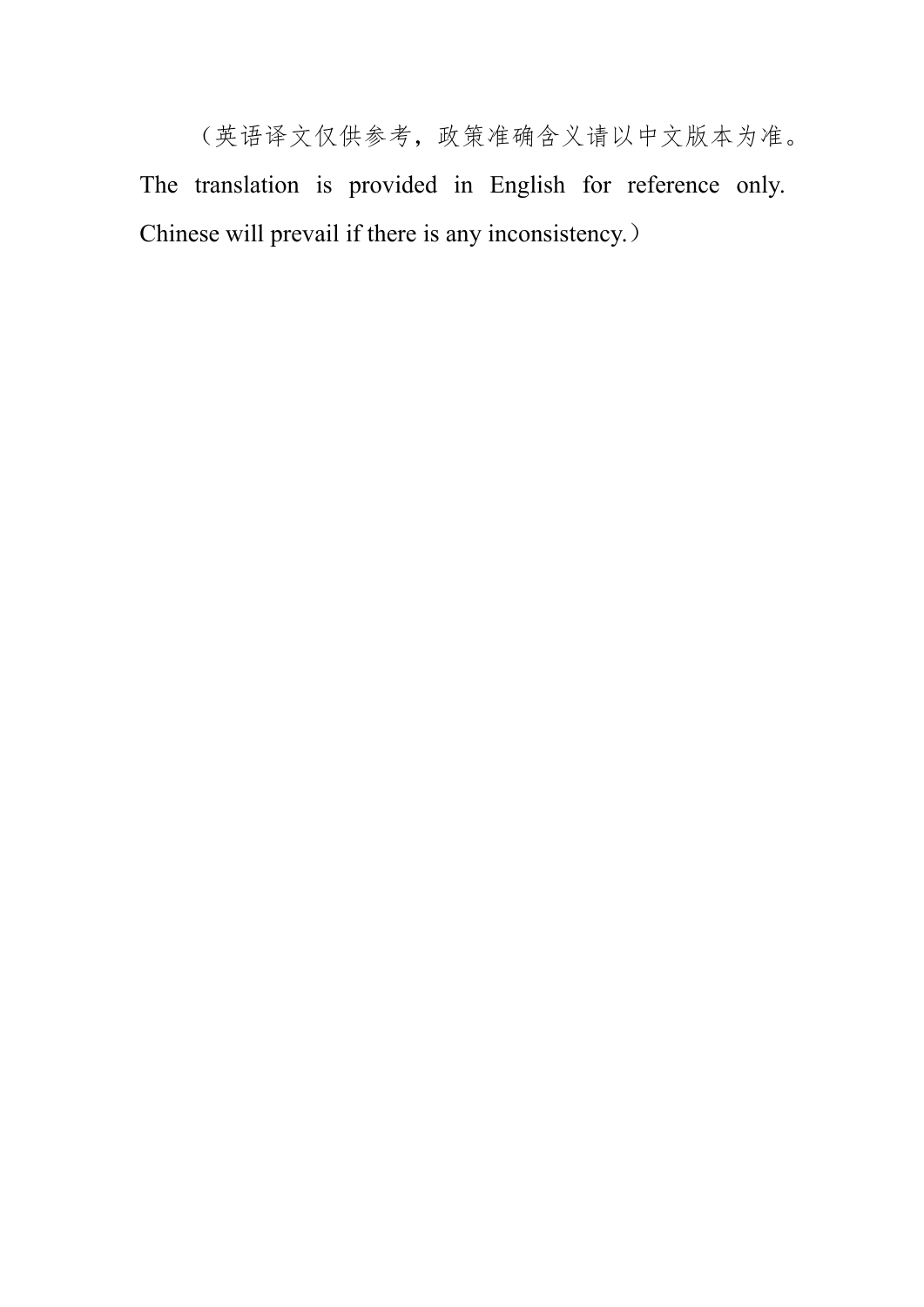（英语译文仅供参考，政策准确含义请以中文版本为准。The translation is provided in English for reference only. Chinese will prevail if there is any inconsistency.）